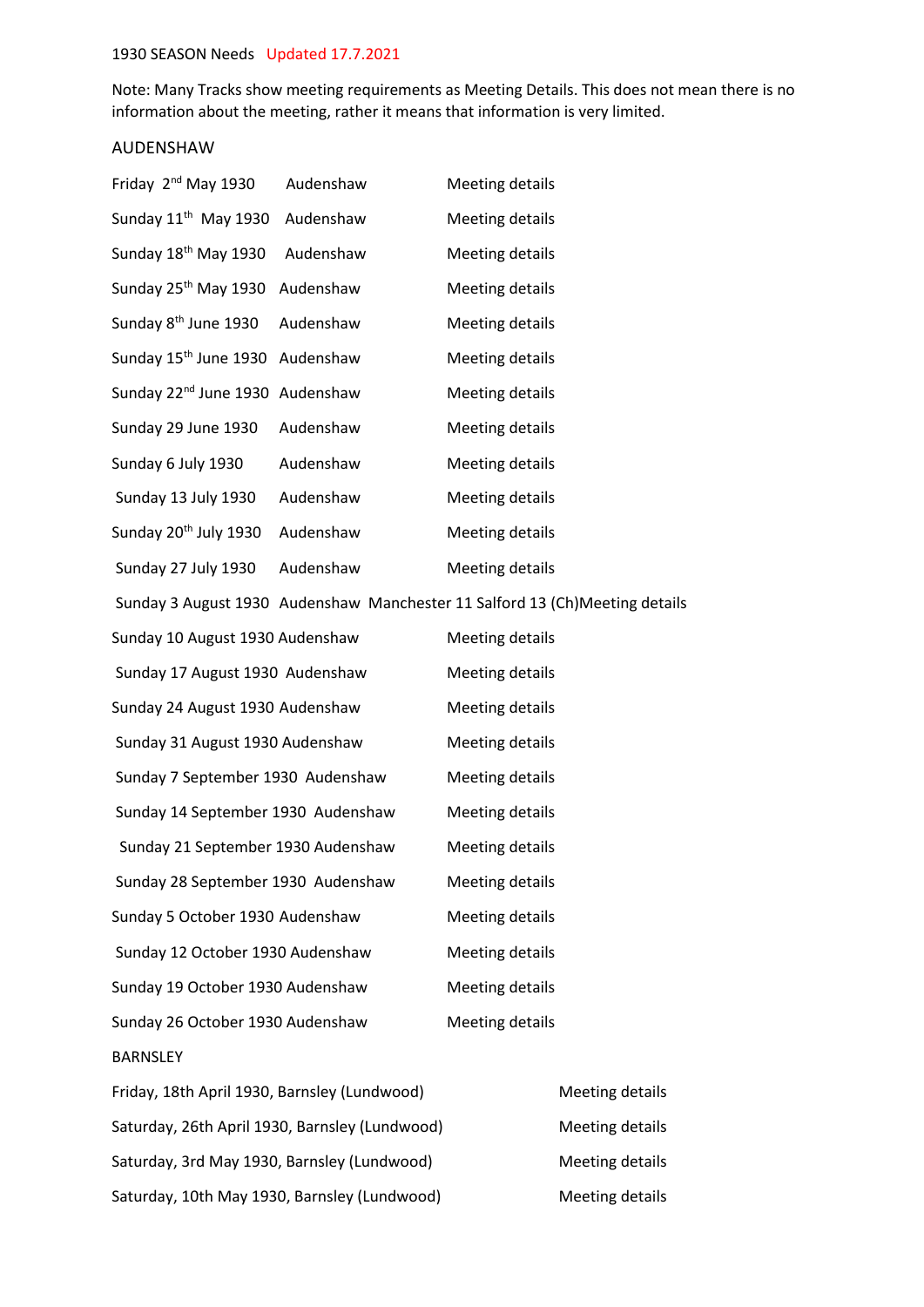1930 SEASON Needs Updated 17.7.2021

Note: Many Tracks show meeting requirements as Meeting Details. This does not mean there is no information about the meeting, rather it means that information is very limited.

AUDENSHAW

| | | |
|---|---|---|
| Friday 2nd May 1930 | Audenshaw | Meeting details |
| Sunday 11th May 1930 | Audenshaw | Meeting details |
| Sunday 18th May 1930 | Audenshaw | Meeting details |
| Sunday 25th May 1930 | Audenshaw | Meeting details |
| Sunday 8th June 1930 | Audenshaw | Meeting details |
| Sunday 15th June 1930 | Audenshaw | Meeting details |
| Sunday 22nd June 1930 | Audenshaw | Meeting details |
| Sunday 29 June 1930 | Audenshaw | Meeting details |
| Sunday 6 July 1930 | Audenshaw | Meeting details |
| Sunday 13 July 1930 | Audenshaw | Meeting details |
| Sunday 20th July 1930 | Audenshaw | Meeting details |
| Sunday 27 July 1930 | Audenshaw | Meeting details |
| Sunday 3 August 1930 | Audenshaw | Manchester 11 Salford 13 (Ch)Meeting details |
| Sunday 10 August 1930 | Audenshaw | Meeting details |
| Sunday 17 August 1930 | Audenshaw | Meeting details |
| Sunday 24 August 1930 | Audenshaw | Meeting details |
| Sunday 31 August 1930 | Audenshaw | Meeting details |
| Sunday 7 September 1930 | Audenshaw | Meeting details |
| Sunday 14 September 1930 | Audenshaw | Meeting details |
| Sunday 21 September 1930 | Audenshaw | Meeting details |
| Sunday 28 September 1930 | Audenshaw | Meeting details |
| Sunday 5 October 1930 | Audenshaw | Meeting details |
| Sunday 12 October 1930 | Audenshaw | Meeting details |
| Sunday 19 October 1930 | Audenshaw | Meeting details |
| Sunday 26 October 1930 | Audenshaw | Meeting details |

BARNSLEY

| | |
|---|---|
| Friday, 18th April 1930, Barnsley (Lundwood) | Meeting details |
| Saturday, 26th April 1930, Barnsley (Lundwood) | Meeting details |
| Saturday, 3rd May 1930, Barnsley (Lundwood) | Meeting details |
| Saturday, 10th May 1930, Barnsley (Lundwood) | Meeting details |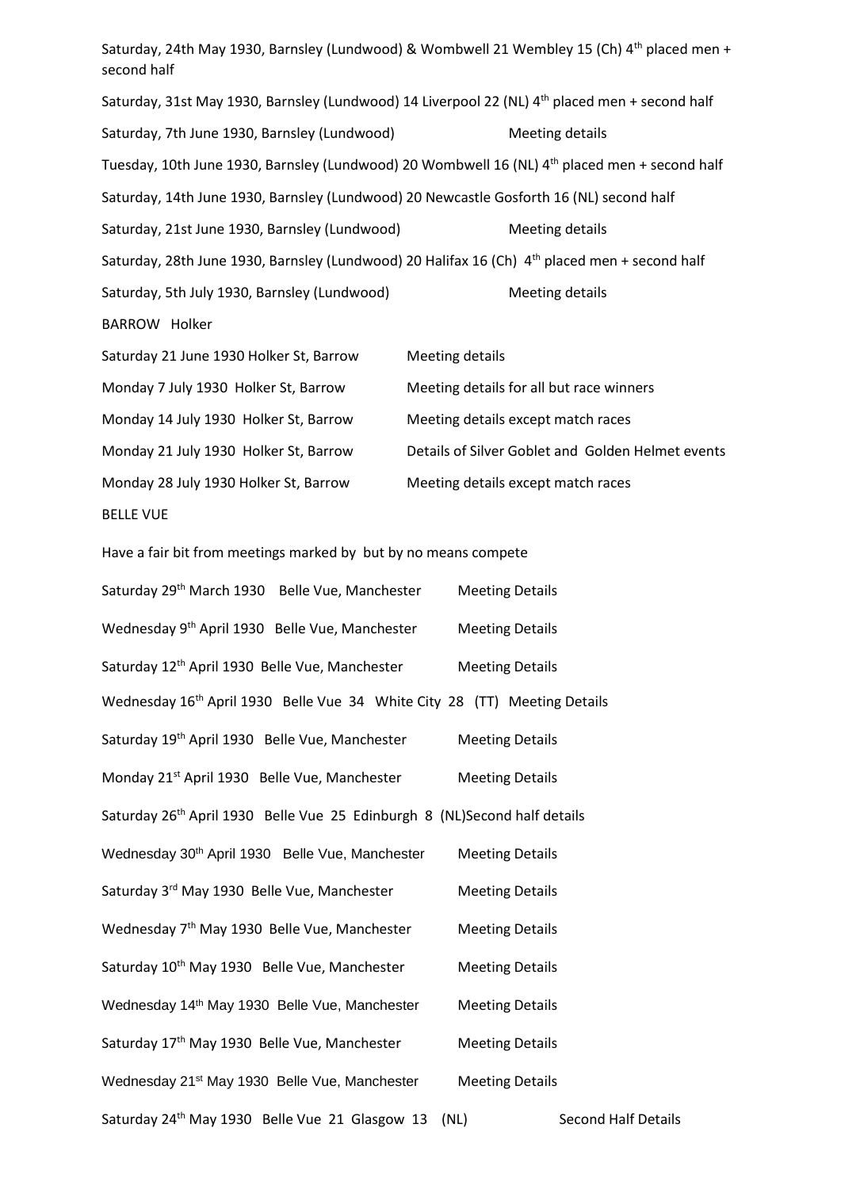Saturday, 24th May 1930, Barnsley (Lundwood) & Wombwell 21 Wembley 15 (Ch) 4th placed men + second half

Saturday, 31st May 1930, Barnsley (Lundwood) 14 Liverpool 22 (NL) 4th placed men + second half

Saturday, 7th June 1930, Barnsley (Lundwood) Meeting details

Tuesday, 10th June 1930, Barnsley (Lundwood) 20 Wombwell 16 (NL) 4th placed men + second half

Saturday, 14th June 1930, Barnsley (Lundwood) 20 Newcastle Gosforth 16 (NL) second half

Saturday, 21st June 1930, Barnsley (Lundwood) Meeting details

Saturday, 28th June 1930, Barnsley (Lundwood) 20 Halifax 16 (Ch) 4th placed men + second half

Saturday, 5th July 1930, Barnsley (Lundwood) Meeting details

BARROW Holker

| | |
|---|---|
| Saturday 21 June 1930 Holker St, Barrow | Meeting details |
| Monday 7 July 1930 Holker St, Barrow | Meeting details for all but race winners |
| Monday 14 July 1930 Holker St, Barrow | Meeting details except match races |
| Monday 21 July 1930 Holker St, Barrow | Details of Silver Goblet and Golden Helmet events |
| Monday 28 July 1930 Holker St, Barrow | Meeting details except match races |

BELLE VUE

Have a fair bit from meetings marked by but by no means compete

Saturday 29th March 1930 Belle Vue, Manchester Meeting Details

Wednesday 9th April 1930 Belle Vue, Manchester Meeting Details

Saturday 12th April 1930 Belle Vue, Manchester Meeting Details

Wednesday 16th April 1930 Belle Vue 34 White City 28 (TT) Meeting Details

Saturday 19th April 1930 Belle Vue, Manchester Meeting Details

Monday 21st April 1930 Belle Vue, Manchester Meeting Details

Saturday 26th April 1930 Belle Vue 25 Edinburgh 8 (NL)Second half details

Wednesday 30th April 1930 Belle Vue, Manchester Meeting Details

Saturday 3rd May 1930 Belle Vue, Manchester Meeting Details

Wednesday 7th May 1930 Belle Vue, Manchester Meeting Details

Saturday 10th May 1930 Belle Vue, Manchester Meeting Details

Wednesday 14th May 1930 Belle Vue, Manchester Meeting Details

Saturday 17th May 1930 Belle Vue, Manchester Meeting Details

Wednesday 21st May 1930 Belle Vue, Manchester Meeting Details

Saturday 24th May 1930 Belle Vue 21 Glasgow 13 (NL) Second Half Details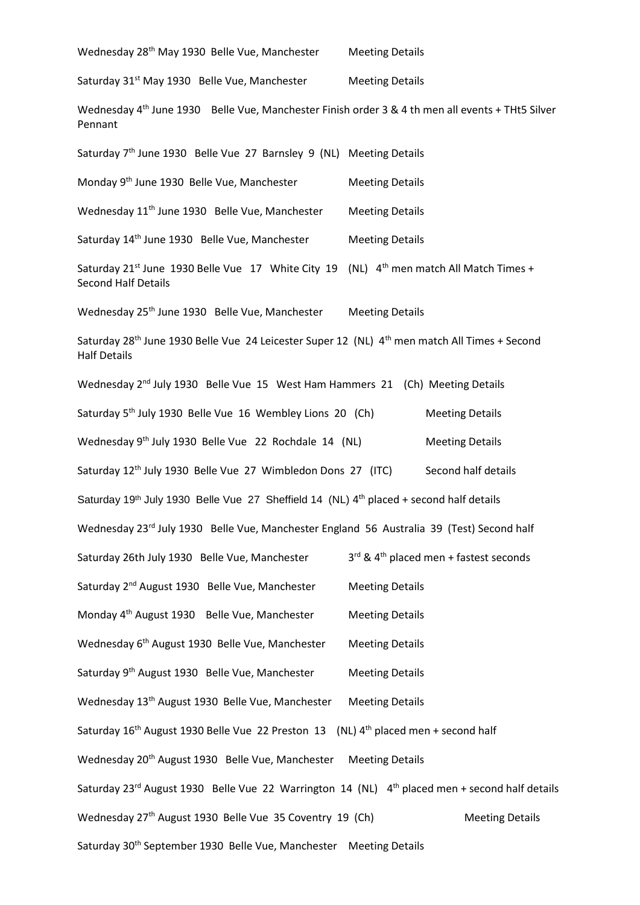Wednesday 28th May 1930 Belle Vue, Manchester Meeting Details

Saturday 31st May 1930 Belle Vue, Manchester Meeting Details

Wednesday 4th June 1930 Belle Vue, Manchester Finish order 3 & 4 th men all events + THt5 Silver Pennant

Saturday 7th June 1930 Belle Vue 27 Barnsley 9 (NL) Meeting Details

Monday 9th June 1930 Belle Vue, Manchester Meeting Details

Wednesday 11th June 1930 Belle Vue, Manchester Meeting Details

Saturday 14th June 1930 Belle Vue, Manchester Meeting Details

Saturday 21st June 1930 Belle Vue 17 White City 19 (NL) 4th men match All Match Times + Second Half Details

Wednesday 25th June 1930 Belle Vue, Manchester Meeting Details

Saturday 28th June 1930 Belle Vue 24 Leicester Super 12 (NL) 4th men match All Times + Second Half Details

Wednesday 2nd July 1930 Belle Vue 15 West Ham Hammers 21 (Ch) Meeting Details

Saturday 5th July 1930 Belle Vue 16 Wembley Lions 20 (Ch) Meeting Details

Wednesday 9th July 1930 Belle Vue 22 Rochdale 14 (NL) Meeting Details

Saturday 12th July 1930 Belle Vue 27 Wimbledon Dons 27 (ITC) Second half details

Saturday 19th July 1930 Belle Vue 27 Sheffield 14 (NL) 4th placed + second half details

Wednesday 23rd July 1930 Belle Vue, Manchester England 56 Australia 39 (Test) Second half

Saturday 26th July 1930 Belle Vue, Manchester 3rd & 4th placed men + fastest seconds

Saturday 2nd August 1930 Belle Vue, Manchester Meeting Details

Monday 4th August 1930 Belle Vue, Manchester Meeting Details

Wednesday 6th August 1930 Belle Vue, Manchester Meeting Details

Saturday 9th August 1930 Belle Vue, Manchester Meeting Details

Wednesday 13th August 1930 Belle Vue, Manchester Meeting Details

Saturday 16th August 1930 Belle Vue 22 Preston 13 (NL) 4th placed men + second half

Wednesday 20th August 1930 Belle Vue, Manchester Meeting Details

Saturday 23rd August 1930 Belle Vue 22 Warrington 14 (NL) 4th placed men + second half details

Wednesday 27th August 1930 Belle Vue 35 Coventry 19 (Ch) Meeting Details

Saturday 30th September 1930 Belle Vue, Manchester Meeting Details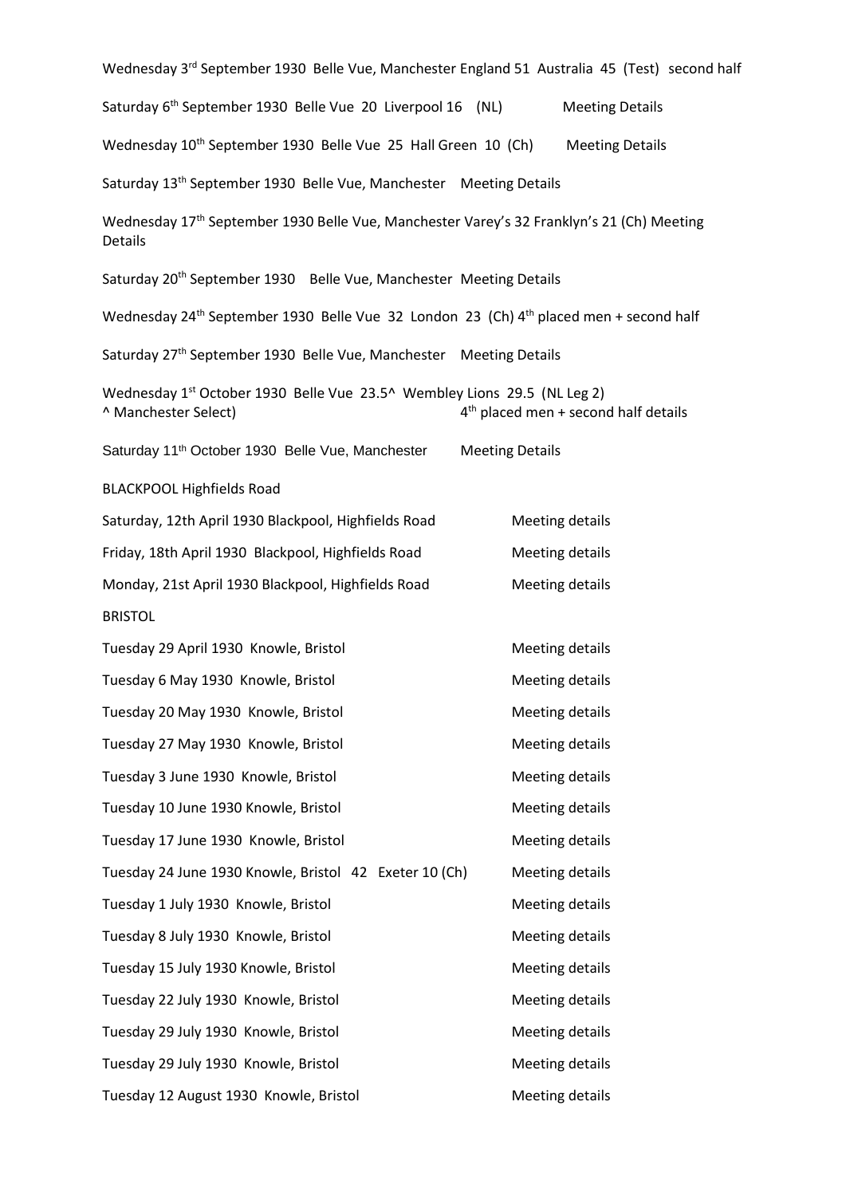Wednesday 3rd September 1930 Belle Vue, Manchester England 51 Australia 45 (Test) second half

Saturday 6th September 1930 Belle Vue 20 Liverpool 16 (NL) Meeting Details

Wednesday 10th September 1930 Belle Vue 25 Hall Green 10 (Ch) Meeting Details

Saturday 13th September 1930 Belle Vue, Manchester Meeting Details

Wednesday 17th September 1930 Belle Vue, Manchester Varey's 32 Franklyn's 21 (Ch) Meeting Details

Saturday 20th September 1930 Belle Vue, Manchester Meeting Details

Wednesday 24th September 1930 Belle Vue 32 London 23 (Ch) 4th placed men + second half

Saturday 27th September 1930 Belle Vue, Manchester Meeting Details

Wednesday 1st October 1930 Belle Vue 23.5^ Wembley Lions 29.5 (NL Leg 2)
^ Manchester Select) 4th placed men + second half details

Saturday 11th October 1930 Belle Vue, Manchester Meeting Details

BLACKPOOL Highfields Road

Saturday, 12th April 1930 Blackpool, Highfields Road Meeting details

Friday, 18th April 1930 Blackpool, Highfields Road Meeting details

Monday, 21st April 1930 Blackpool, Highfields Road Meeting details

BRISTOL

Tuesday 29 April 1930 Knowle, Bristol Meeting details

Tuesday 6 May 1930 Knowle, Bristol Meeting details

Tuesday 20 May 1930 Knowle, Bristol Meeting details

Tuesday 27 May 1930 Knowle, Bristol Meeting details

Tuesday 3 June 1930 Knowle, Bristol Meeting details

Tuesday 10 June 1930 Knowle, Bristol Meeting details

Tuesday 17 June 1930 Knowle, Bristol Meeting details

Tuesday 24 June 1930 Knowle, Bristol 42 Exeter 10 (Ch) Meeting details

Tuesday 1 July 1930 Knowle, Bristol Meeting details

Tuesday 8 July 1930 Knowle, Bristol Meeting details

Tuesday 15 July 1930 Knowle, Bristol Meeting details

Tuesday 22 July 1930 Knowle, Bristol Meeting details

Tuesday 29 July 1930 Knowle, Bristol Meeting details

Tuesday 29 July 1930 Knowle, Bristol Meeting details

Tuesday 12 August 1930 Knowle, Bristol Meeting details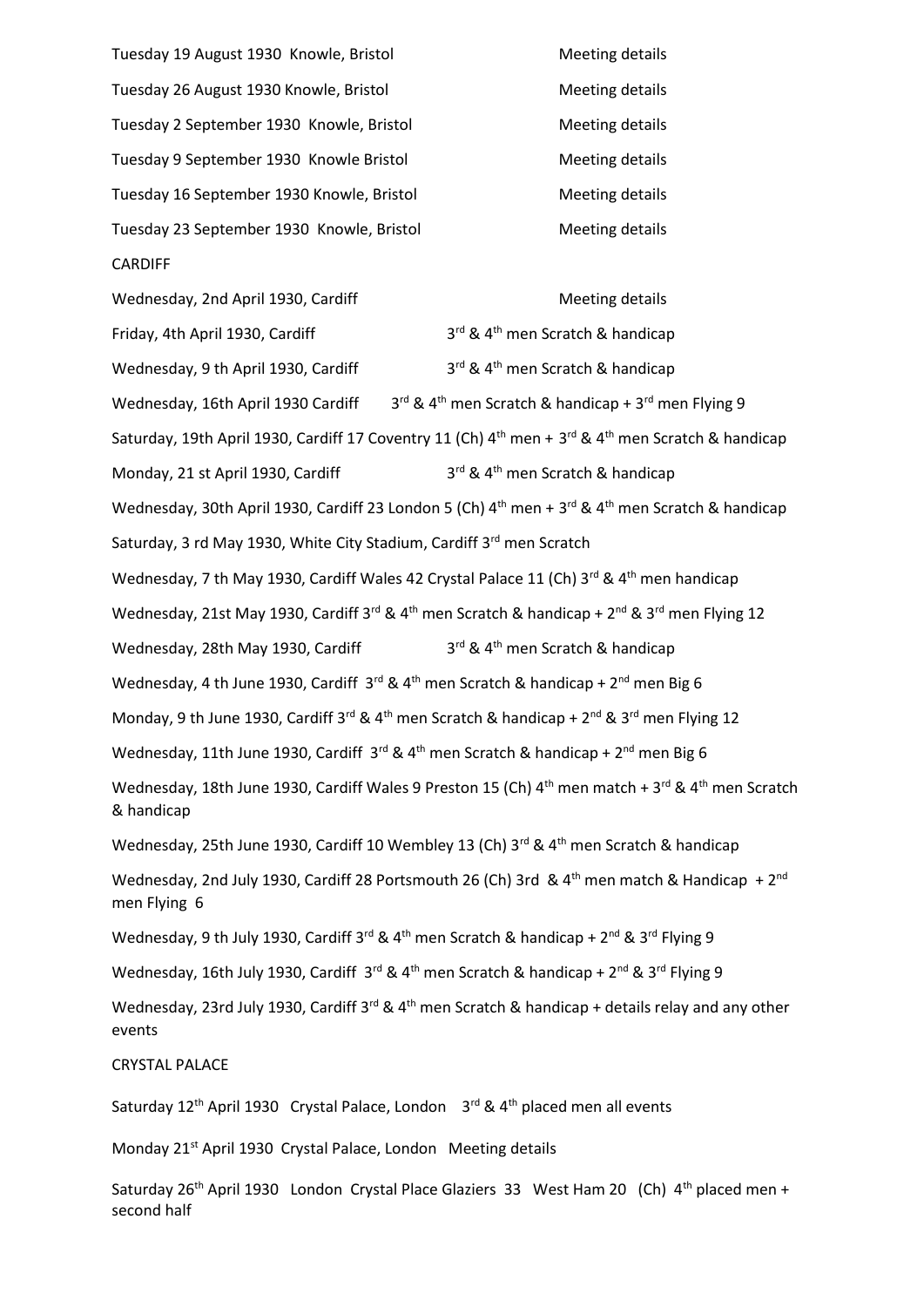Tuesday 19 August 1930 Knowle, Bristol Meeting details

Tuesday 26 August 1930 Knowle, Bristol Meeting details

Tuesday 2 September 1930 Knowle, Bristol Meeting details

Tuesday 9 September 1930 Knowle Bristol Meeting details

Tuesday 16 September 1930 Knowle, Bristol Meeting details

Tuesday 23 September 1930 Knowle, Bristol Meeting details

CARDIFF

Wednesday, 2nd April 1930, Cardiff Meeting details

Friday, 4th April 1930, Cardiff 3rd & 4th men Scratch & handicap

Wednesday, 9 th April 1930, Cardiff 3rd & 4th men Scratch & handicap

Wednesday, 16th April 1930 Cardiff 3rd & 4th men Scratch & handicap + 3rd men Flying 9

Saturday, 19th April 1930, Cardiff 17 Coventry 11 (Ch) 4th men + 3rd & 4th men Scratch & handicap

Monday, 21 st April 1930, Cardiff 3rd & 4th men Scratch & handicap

Wednesday, 30th April 1930, Cardiff 23 London 5 (Ch) 4th men + 3rd & 4th men Scratch & handicap

Saturday, 3 rd May 1930, White City Stadium, Cardiff 3rd men Scratch

Wednesday, 7 th May 1930, Cardiff Wales 42 Crystal Palace 11 (Ch) 3rd & 4th men handicap

Wednesday, 21st May 1930, Cardiff 3rd & 4th men Scratch & handicap + 2nd & 3rd men Flying 12

Wednesday, 28th May 1930, Cardiff 3rd & 4th men Scratch & handicap

Wednesday, 4 th June 1930, Cardiff 3rd & 4th men Scratch & handicap + 2nd men Big 6

Monday, 9 th June 1930, Cardiff 3rd & 4th men Scratch & handicap + 2nd & 3rd men Flying 12

Wednesday, 11th June 1930, Cardiff 3rd & 4th men Scratch & handicap + 2nd men Big 6

Wednesday, 18th June 1930, Cardiff Wales 9 Preston 15 (Ch) 4th men match + 3rd & 4th men Scratch & handicap

Wednesday, 25th June 1930, Cardiff 10 Wembley 13 (Ch) 3rd & 4th men Scratch & handicap

Wednesday, 2nd July 1930, Cardiff 28 Portsmouth 26 (Ch) 3rd & 4th men match & Handicap + 2nd men Flying 6

Wednesday, 9 th July 1930, Cardiff 3rd & 4th men Scratch & handicap + 2nd & 3rd Flying 9

Wednesday, 16th July 1930, Cardiff 3rd & 4th men Scratch & handicap + 2nd & 3rd Flying 9

Wednesday, 23rd July 1930, Cardiff 3rd & 4th men Scratch & handicap + details relay and any other events

CRYSTAL PALACE

Saturday 12th April 1930 Crystal Palace, London 3rd & 4th placed men all events

Monday 21st April 1930 Crystal Palace, London Meeting details

Saturday 26th April 1930 London Crystal Place Glaziers 33 West Ham 20 (Ch) 4th placed men + second half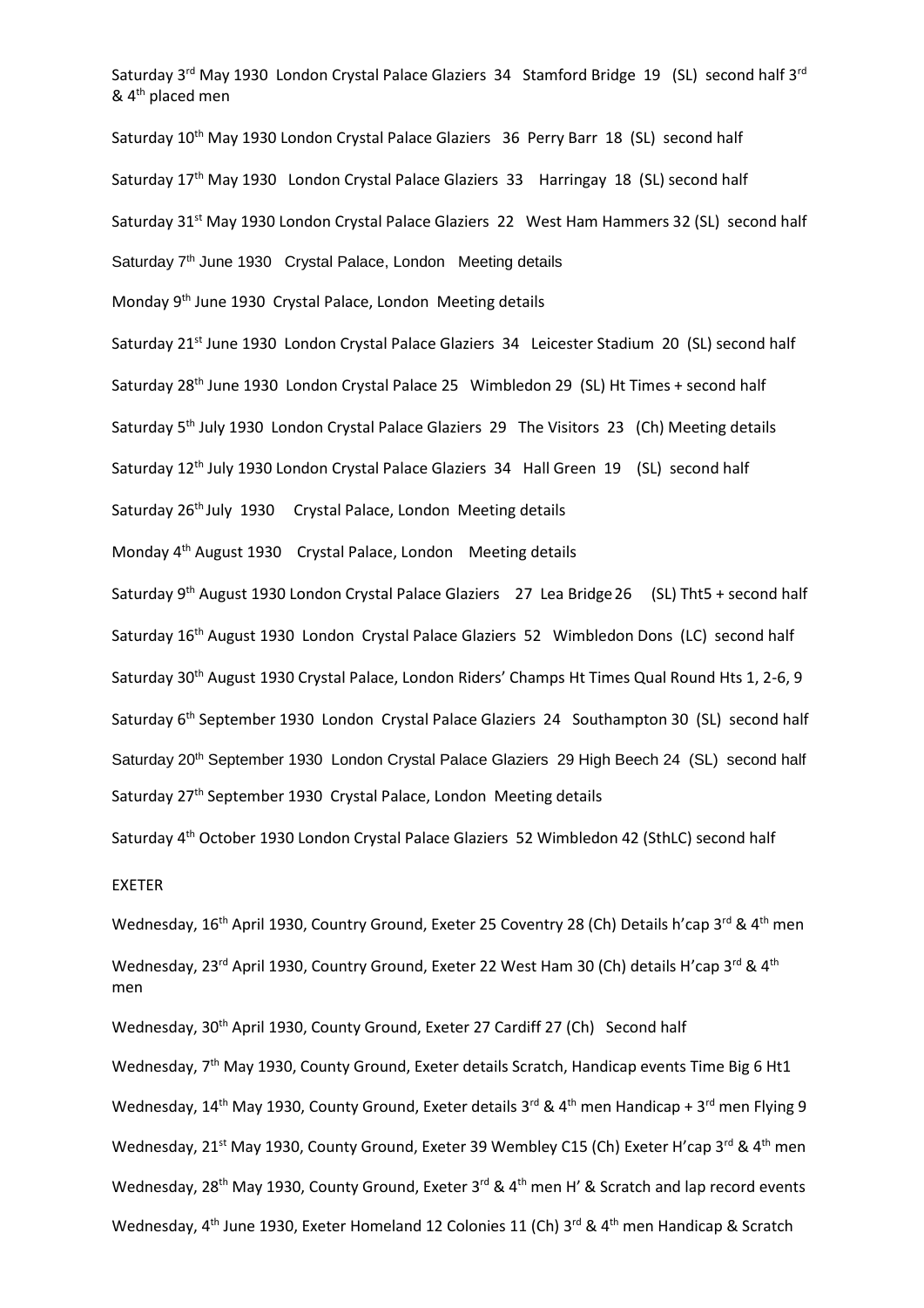Saturday 3rd May 1930 London Crystal Palace Glaziers 34 Stamford Bridge 19 (SL) second half 3rd & 4th placed men

Saturday 10th May 1930 London Crystal Palace Glaziers 36 Perry Barr 18 (SL) second half

Saturday 17th May 1930 London Crystal Palace Glaziers 33 Harringay 18 (SL) second half

Saturday 31st May 1930 London Crystal Palace Glaziers 22 West Ham Hammers 32 (SL) second half

Saturday 7th June 1930 Crystal Palace, London Meeting details

Monday 9th June 1930 Crystal Palace, London Meeting details

Saturday 21st June 1930 London Crystal Palace Glaziers 34 Leicester Stadium 20 (SL) second half

Saturday 28th June 1930 London Crystal Palace 25 Wimbledon 29 (SL) Ht Times + second half

Saturday 5th July 1930 London Crystal Palace Glaziers 29 The Visitors 23 (Ch) Meeting details

Saturday 12th July 1930 London Crystal Palace Glaziers 34 Hall Green 19 (SL) second half

Saturday 26th July 1930 Crystal Palace, London Meeting details

Monday 4th August 1930 Crystal Palace, London Meeting details

Saturday 9th August 1930 London Crystal Palace Glaziers 27 Lea Bridge 26 (SL) Tht5 + second half

Saturday 16th August 1930 London Crystal Palace Glaziers 52 Wimbledon Dons (LC) second half

Saturday 30th August 1930 Crystal Palace, London Riders' Champs Ht Times Qual Round Hts 1, 2-6, 9

Saturday 6th September 1930 London Crystal Palace Glaziers 24 Southampton 30 (SL) second half

Saturday 20th September 1930 London Crystal Palace Glaziers 29 High Beech 24 (SL) second half

Saturday 27th September 1930 Crystal Palace, London Meeting details

Saturday 4th October 1930 London Crystal Palace Glaziers 52 Wimbledon 42 (SthLC) second half

EXETER

Wednesday, 16th April 1930, Country Ground, Exeter 25 Coventry 28 (Ch) Details h'cap 3rd & 4th men

Wednesday, 23rd April 1930, Country Ground, Exeter 22 West Ham 30 (Ch) details H'cap 3rd & 4th men

Wednesday, 30th April 1930, County Ground, Exeter 27 Cardiff 27 (Ch) Second half

Wednesday, 7th May 1930, County Ground, Exeter details Scratch, Handicap events Time Big 6 Ht1

Wednesday, 14th May 1930, County Ground, Exeter details 3rd & 4th men Handicap + 3rd men Flying 9

Wednesday, 21st May 1930, County Ground, Exeter 39 Wembley C15 (Ch) Exeter H'cap 3rd & 4th men

Wednesday, 28th May 1930, County Ground, Exeter 3rd & 4th men H' & Scratch and lap record events

Wednesday, 4th June 1930, Exeter Homeland 12 Colonies 11 (Ch) 3rd & 4th men Handicap & Scratch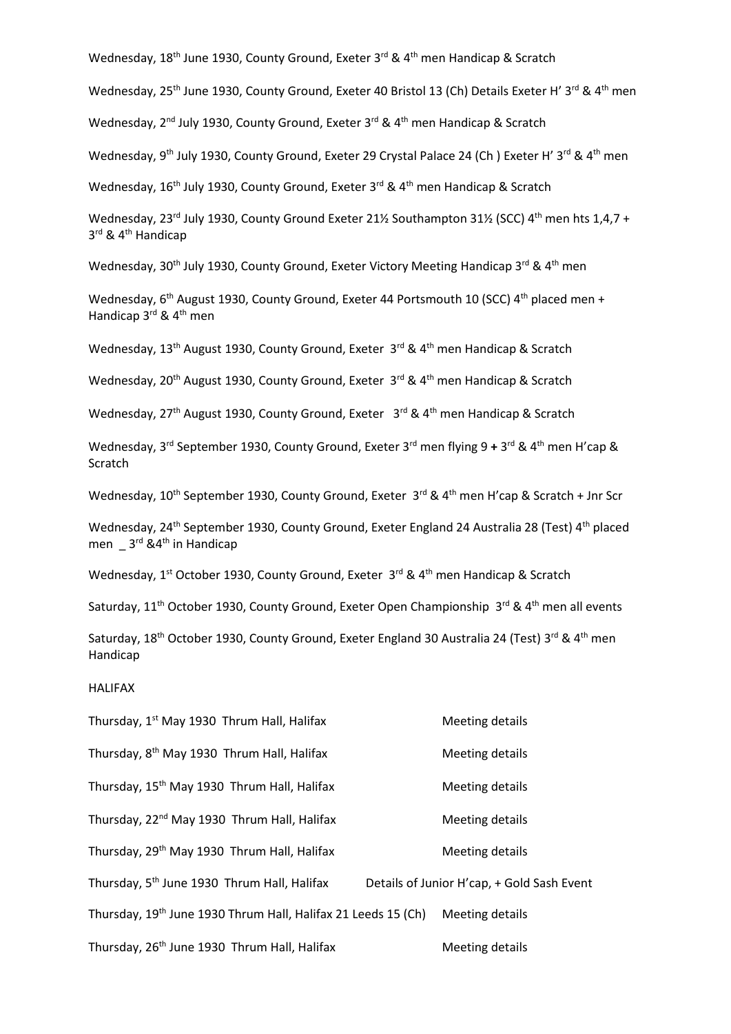Wednesday, 18th June 1930, County Ground, Exeter 3rd & 4th men Handicap & Scratch

Wednesday, 25th June 1930, County Ground, Exeter 40 Bristol 13 (Ch) Details Exeter H' 3rd & 4th men

Wednesday, 2nd July 1930, County Ground, Exeter 3rd & 4th men Handicap & Scratch

Wednesday, 9th July 1930, County Ground, Exeter 29 Crystal Palace 24 (Ch ) Exeter H' 3rd & 4th men

Wednesday, 16th July 1930, County Ground, Exeter 3rd & 4th men Handicap & Scratch

Wednesday, 23rd July 1930, County Ground Exeter 21½ Southampton 31½ (SCC) 4th men hts 1,4,7 + 3rd & 4th Handicap

Wednesday, 30th July 1930, County Ground, Exeter Victory Meeting Handicap 3rd & 4th men

Wednesday, 6th August 1930, County Ground, Exeter 44 Portsmouth 10 (SCC) 4th placed men + Handicap 3rd & 4th men

Wednesday, 13th August 1930, County Ground, Exeter 3rd & 4th men Handicap & Scratch

Wednesday, 20th August 1930, County Ground, Exeter 3rd & 4th men Handicap & Scratch

Wednesday, 27th August 1930, County Ground, Exeter 3rd & 4th men Handicap & Scratch

Wednesday, 3rd September 1930, County Ground, Exeter 3rd men flying 9 + 3rd & 4th men H'cap & Scratch

Wednesday, 10th September 1930, County Ground, Exeter 3rd & 4th men H'cap & Scratch + Jnr Scr

Wednesday, 24th September 1930, County Ground, Exeter England 24 Australia 28 (Test) 4th placed men _ 3rd &4th in Handicap

Wednesday, 1st October 1930, County Ground, Exeter 3rd & 4th men Handicap & Scratch

Saturday, 11th October 1930, County Ground, Exeter Open Championship 3rd & 4th men all events

Saturday, 18th October 1930, County Ground, Exeter England 30 Australia 24 (Test) 3rd & 4th men Handicap

HALIFAX

Thursday, 1st May 1930 Thrum Hall, Halifax Meeting details

Thursday, 8th May 1930 Thrum Hall, Halifax Meeting details

Thursday, 15th May 1930 Thrum Hall, Halifax Meeting details

Thursday, 22nd May 1930 Thrum Hall, Halifax Meeting details

Thursday, 29th May 1930 Thrum Hall, Halifax Meeting details

Thursday, 5th June 1930 Thrum Hall, Halifax Details of Junior H'cap, + Gold Sash Event

Thursday, 19th June 1930 Thrum Hall, Halifax 21 Leeds 15 (Ch) Meeting details

Thursday, 26th June 1930 Thrum Hall, Halifax Meeting details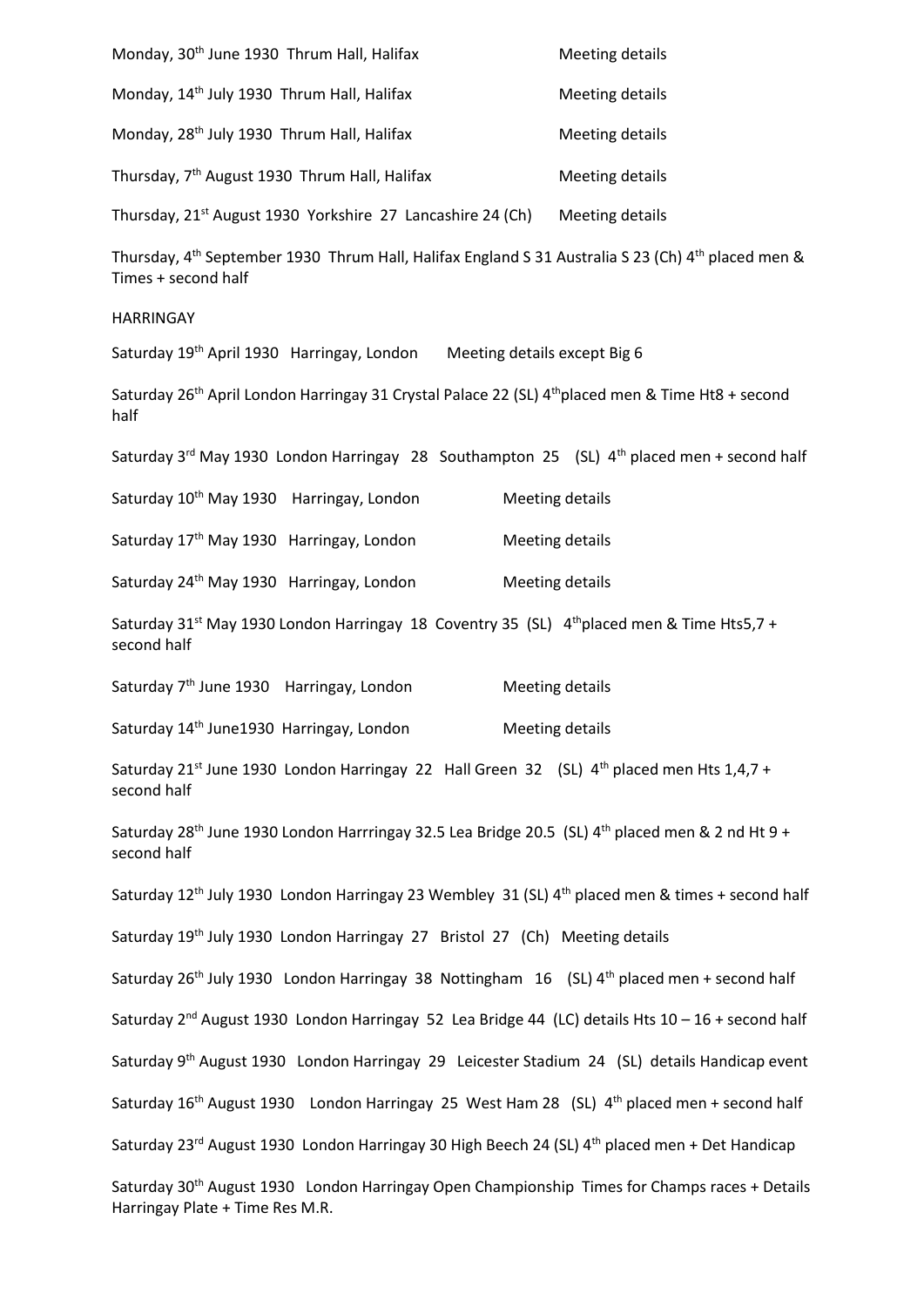Monday, 30th June 1930 Thrum Hall, Halifax Meeting details

Monday, 14th July 1930 Thrum Hall, Halifax Meeting details

Monday, 28th July 1930 Thrum Hall, Halifax Meeting details

Thursday, 7th August 1930 Thrum Hall, Halifax Meeting details

Thursday, 21st August 1930 Yorkshire 27 Lancashire 24 (Ch) Meeting details

Thursday, 4th September 1930 Thrum Hall, Halifax England S 31 Australia S 23 (Ch) 4th placed men & Times + second half

HARRINGAY

Saturday 19th April 1930 Harringay, London Meeting details except Big 6

Saturday 26th April London Harringay 31 Crystal Palace 22 (SL) 4th placed men & Time Ht8 + second half

Saturday 3rd May 1930 London Harringay 28 Southampton 25 (SL) 4th placed men + second half

Saturday 10th May 1930 Harringay, London Meeting details

Saturday 17th May 1930 Harringay, London Meeting details

Saturday 24th May 1930 Harringay, London Meeting details

Saturday 31st May 1930 London Harringay 18 Coventry 35 (SL) 4th placed men & Time Hts5,7 + second half

Saturday 7th June 1930 Harringay, London Meeting details

Saturday 14th June1930 Harringay, London Meeting details

Saturday 21st June 1930 London Harringay 22 Hall Green 32 (SL) 4th placed men Hts 1,4,7 + second half

Saturday 28th June 1930 London Harrringay 32.5 Lea Bridge 20.5 (SL) 4th placed men & 2 nd Ht 9 + second half

Saturday 12th July 1930 London Harringay 23 Wembley 31 (SL) 4th placed men & times + second half

Saturday 19th July 1930 London Harringay 27 Bristol 27 (Ch) Meeting details

Saturday 26th July 1930 London Harringay 38 Nottingham 16 (SL) 4th placed men + second half

Saturday 2nd August 1930 London Harringay 52 Lea Bridge 44 (LC) details Hts 10 – 16 + second half

Saturday 9th August 1930 London Harringay 29 Leicester Stadium 24 (SL) details Handicap event

Saturday 16th August 1930 London Harringay 25 West Ham 28 (SL) 4th placed men + second half

Saturday 23rd August 1930 London Harringay 30 High Beech 24 (SL) 4th placed men + Det Handicap

Saturday 30th August 1930 London Harringay Open Championship Times for Champs races + Details Harringay Plate + Time Res M.R.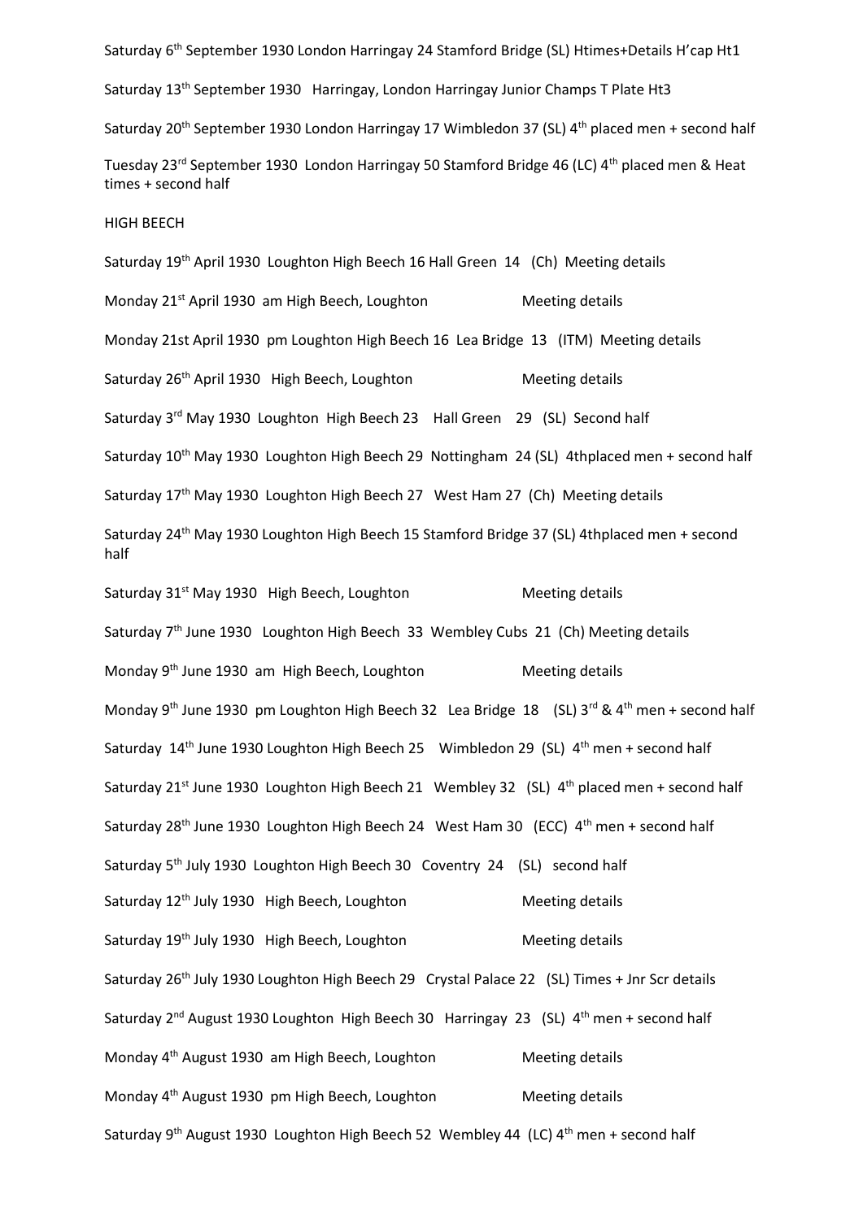Saturday 6th September 1930 London Harringay 24 Stamford Bridge (SL) Htimes+Details H'cap Ht1

Saturday 13th September 1930 Harringay, London Harringay Junior Champs T Plate Ht3

Saturday 20th September 1930 London Harringay 17 Wimbledon 37 (SL) 4th placed men + second half

Tuesday 23rd September 1930 London Harringay 50 Stamford Bridge 46 (LC) 4th placed men & Heat times + second half

HIGH BEECH

Saturday 19th April 1930 Loughton High Beech 16 Hall Green 14 (Ch) Meeting details

Monday 21st April 1930 am High Beech, Loughton Meeting details

Monday 21st April 1930 pm Loughton High Beech 16 Lea Bridge 13 (ITM) Meeting details

Saturday 26th April 1930 High Beech, Loughton Meeting details

Saturday 3rd May 1930 Loughton High Beech 23 Hall Green 29 (SL) Second half

Saturday 10th May 1930 Loughton High Beech 29 Nottingham 24 (SL) 4thplaced men + second half

Saturday 17th May 1930 Loughton High Beech 27 West Ham 27 (Ch) Meeting details

Saturday 24th May 1930 Loughton High Beech 15 Stamford Bridge 37 (SL) 4thplaced men + second half

Saturday 31st May 1930 High Beech, Loughton Meeting details

Saturday 7th June 1930 Loughton High Beech 33 Wembley Cubs 21 (Ch) Meeting details

Monday 9th June 1930 am High Beech, Loughton Meeting details

Monday 9th June 1930 pm Loughton High Beech 32 Lea Bridge 18 (SL) 3rd & 4th men + second half

Saturday 14th June 1930 Loughton High Beech 25 Wimbledon 29 (SL) 4th men + second half

Saturday 21st June 1930 Loughton High Beech 21 Wembley 32 (SL) 4th placed men + second half

Saturday 28th June 1930 Loughton High Beech 24 West Ham 30 (ECC) 4th men + second half

Saturday 5th July 1930 Loughton High Beech 30 Coventry 24 (SL) second half

Saturday 12th July 1930 High Beech, Loughton Meeting details

Saturday 19th July 1930 High Beech, Loughton Meeting details

Saturday 26th July 1930 Loughton High Beech 29 Crystal Palace 22 (SL) Times + Jnr Scr details

Saturday 2nd August 1930 Loughton High Beech 30 Harringay 23 (SL) 4th men + second half

Monday 4th August 1930 am High Beech, Loughton Meeting details

Monday 4th August 1930 pm High Beech, Loughton Meeting details

Saturday 9th August 1930 Loughton High Beech 52 Wembley 44 (LC) 4th men + second half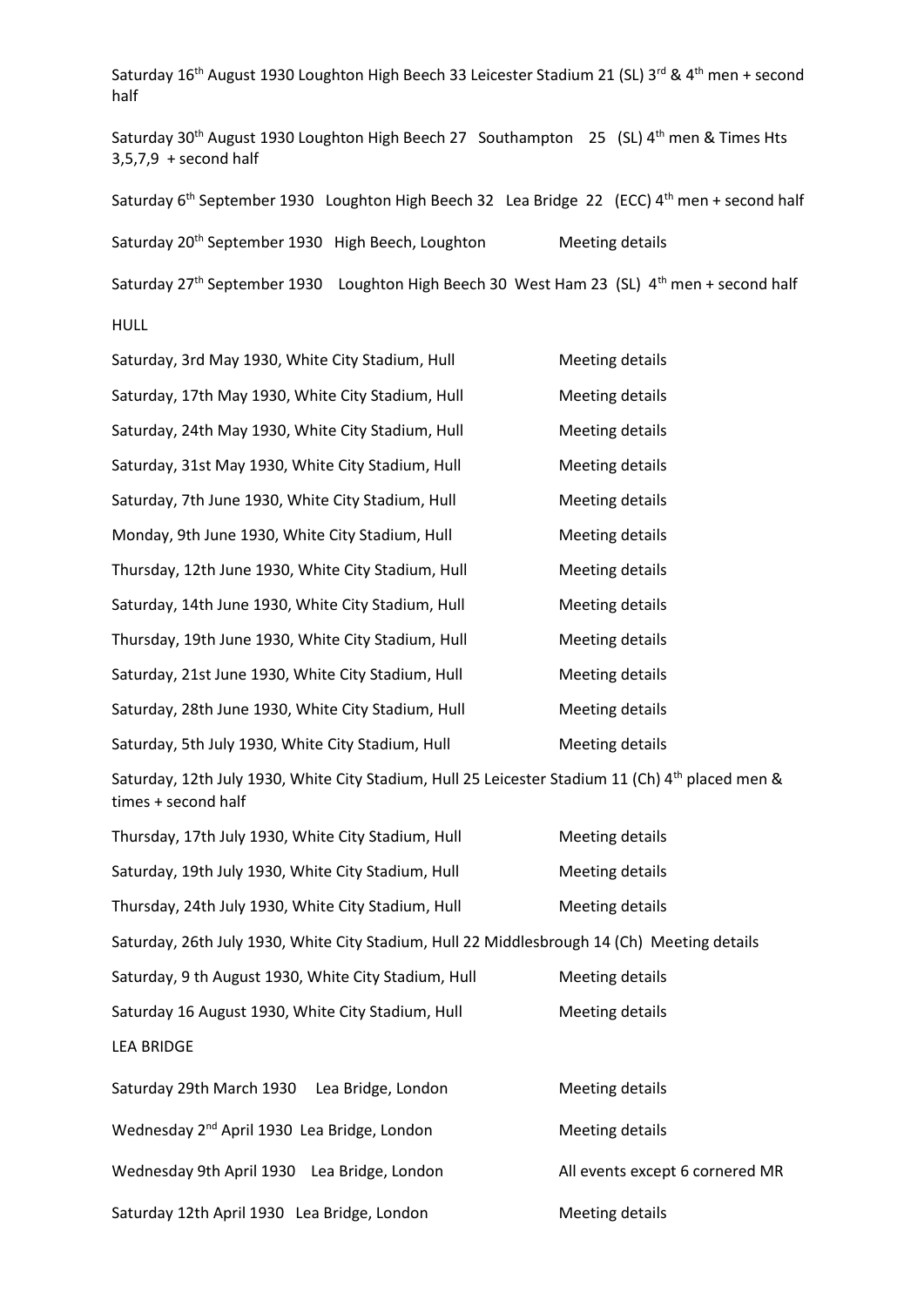Saturday 16th August 1930 Loughton High Beech 33 Leicester Stadium 21 (SL) 3rd & 4th men + second half

Saturday 30th August 1930 Loughton High Beech 27 Southampton 25 (SL) 4th men & Times Hts 3,5,7,9 + second half

Saturday 6th September 1930 Loughton High Beech 32 Lea Bridge 22 (ECC) 4th men + second half

Saturday 20th September 1930 High Beech, Loughton Meeting details

Saturday 27th September 1930 Loughton High Beech 30 West Ham 23 (SL) 4th men + second half

HULL

Saturday, 3rd May 1930, White City Stadium, Hull Meeting details

Saturday, 17th May 1930, White City Stadium, Hull Meeting details

Saturday, 24th May 1930, White City Stadium, Hull Meeting details

Saturday, 31st May 1930, White City Stadium, Hull Meeting details

Saturday, 7th June 1930, White City Stadium, Hull Meeting details

Monday, 9th June 1930, White City Stadium, Hull Meeting details

Thursday, 12th June 1930, White City Stadium, Hull Meeting details

Saturday, 14th June 1930, White City Stadium, Hull Meeting details

Thursday, 19th June 1930, White City Stadium, Hull Meeting details

Saturday, 21st June 1930, White City Stadium, Hull Meeting details

Saturday, 28th June 1930, White City Stadium, Hull Meeting details

Saturday, 5th July 1930, White City Stadium, Hull Meeting details

Saturday, 12th July 1930, White City Stadium, Hull 25 Leicester Stadium 11 (Ch) 4th placed men & times + second half

Thursday, 17th July 1930, White City Stadium, Hull Meeting details

Saturday, 19th July 1930, White City Stadium, Hull Meeting details

Thursday, 24th July 1930, White City Stadium, Hull Meeting details

Saturday, 26th July 1930, White City Stadium, Hull 22 Middlesbrough 14 (Ch) Meeting details

Saturday, 9 th August 1930, White City Stadium, Hull Meeting details

Saturday 16 August 1930, White City Stadium, Hull Meeting details

LEA BRIDGE

Saturday 29th March 1930 Lea Bridge, London Meeting details

Wednesday 2nd April 1930 Lea Bridge, London Meeting details

Wednesday 9th April 1930 Lea Bridge, London All events except 6 cornered MR

Saturday 12th April 1930 Lea Bridge, London Meeting details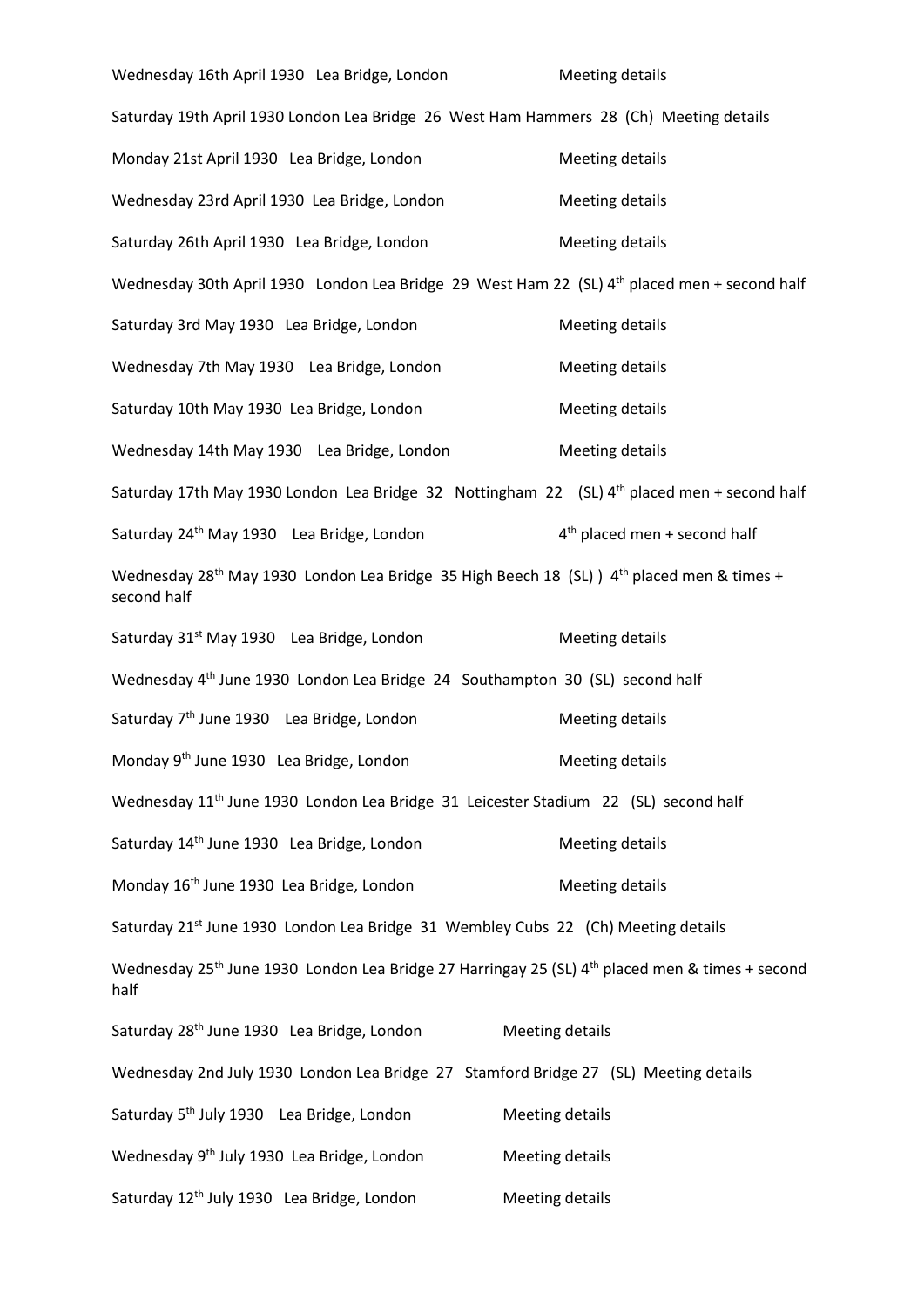Wednesday 16th April 1930   Lea Bridge, London   Meeting details

Saturday 19th April 1930 London Lea Bridge  26  West Ham Hammers  28  (Ch)  Meeting details

Monday 21st April 1930   Lea Bridge, London   Meeting details

Wednesday 23rd April 1930  Lea Bridge, London   Meeting details

Saturday 26th April 1930   Lea Bridge, London   Meeting details

Wednesday 30th April 1930   London Lea Bridge  29  West Ham 22  (SL) 4th placed men + second half

Saturday 3rd May 1930   Lea Bridge, London   Meeting details

Wednesday 7th May 1930    Lea Bridge, London   Meeting details

Saturday 10th May 1930  Lea Bridge, London   Meeting details

Wednesday 14th May 1930    Lea Bridge, London   Meeting details

Saturday 17th May 1930 London  Lea Bridge  32   Nottingham  22   (SL) 4th placed men + second half

Saturday 24th May 1930    Lea Bridge, London   4th placed men + second half

Wednesday 28th May 1930  London Lea Bridge  35 High Beech 18  (SL) )  4th placed men & times + second half

Saturday 31st May 1930    Lea Bridge, London   Meeting details

Wednesday 4th June 1930  London Lea Bridge  24   Southampton  30  (SL)  second half

Saturday 7th June 1930    Lea Bridge, London   Meeting details

Monday 9th June 1930   Lea Bridge, London   Meeting details

Wednesday 11th June 1930  London Lea Bridge  31  Leicester Stadium   22   (SL)  second half

Saturday 14th June 1930   Lea Bridge, London   Meeting details

Monday 16th June 1930  Lea Bridge, London   Meeting details

Saturday 21st June 1930  London Lea Bridge  31  Wembley Cubs  22   (Ch) Meeting details

Wednesday 25th June 1930  London Lea Bridge 27 Harringay 25 (SL) 4th placed men & times + second half

Saturday 28th June 1930   Lea Bridge, London   Meeting details

Wednesday 2nd July 1930  London Lea Bridge  27   Stamford Bridge 27   (SL)  Meeting details

Saturday 5th July 1930    Lea Bridge, London   Meeting details

Wednesday 9th July 1930  Lea Bridge, London   Meeting details

Saturday 12th July 1930   Lea Bridge, London   Meeting details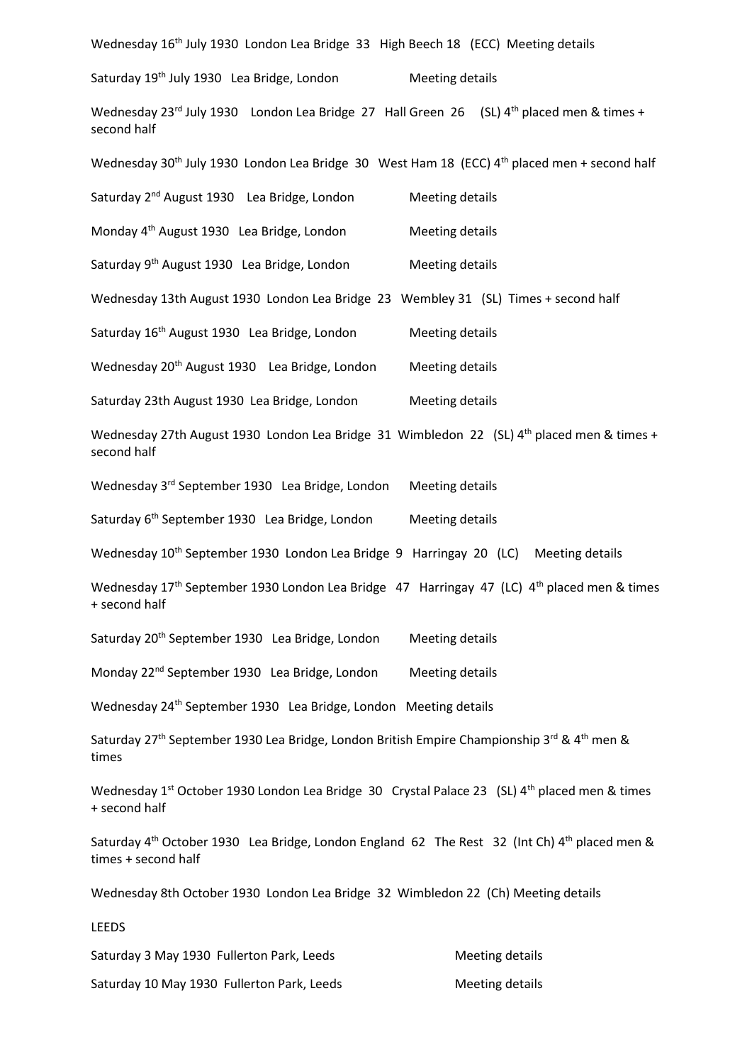Wednesday 16th July 1930 London Lea Bridge 33 High Beech 18 (ECC) Meeting details

Saturday 19th July 1930 Lea Bridge, London Meeting details

Wednesday 23rd July 1930 London Lea Bridge 27 Hall Green 26 (SL) 4th placed men & times + second half

Wednesday 30th July 1930 London Lea Bridge 30 West Ham 18 (ECC) 4th placed men + second half

Saturday 2nd August 1930 Lea Bridge, London Meeting details

Monday 4th August 1930 Lea Bridge, London Meeting details

Saturday 9th August 1930 Lea Bridge, London Meeting details

Wednesday 13th August 1930 London Lea Bridge 23 Wembley 31 (SL) Times + second half

Saturday 16th August 1930 Lea Bridge, London Meeting details

Wednesday 20th August 1930 Lea Bridge, London Meeting details

Saturday 23th August 1930 Lea Bridge, London Meeting details

Wednesday 27th August 1930 London Lea Bridge 31 Wimbledon 22 (SL) 4th placed men & times + second half

Wednesday 3rd September 1930 Lea Bridge, London Meeting details

Saturday 6th September 1930 Lea Bridge, London Meeting details

Wednesday 10th September 1930 London Lea Bridge 9 Harringay 20 (LC) Meeting details

Wednesday 17th September 1930 London Lea Bridge 47 Harringay 47 (LC) 4th placed men & times + second half

Saturday 20th September 1930 Lea Bridge, London Meeting details

Monday 22nd September 1930 Lea Bridge, London Meeting details

Wednesday 24th September 1930 Lea Bridge, London Meeting details

Saturday 27th September 1930 Lea Bridge, London British Empire Championship 3rd & 4th men & times

Wednesday 1st October 1930 London Lea Bridge 30 Crystal Palace 23 (SL) 4th placed men & times + second half

Saturday 4th October 1930 Lea Bridge, London England 62 The Rest 32 (Int Ch) 4th placed men & times + second half

Wednesday 8th October 1930 London Lea Bridge 32 Wimbledon 22 (Ch) Meeting details

LEEDS

Saturday 3 May 1930 Fullerton Park, Leeds Meeting details

Saturday 10 May 1930 Fullerton Park, Leeds Meeting details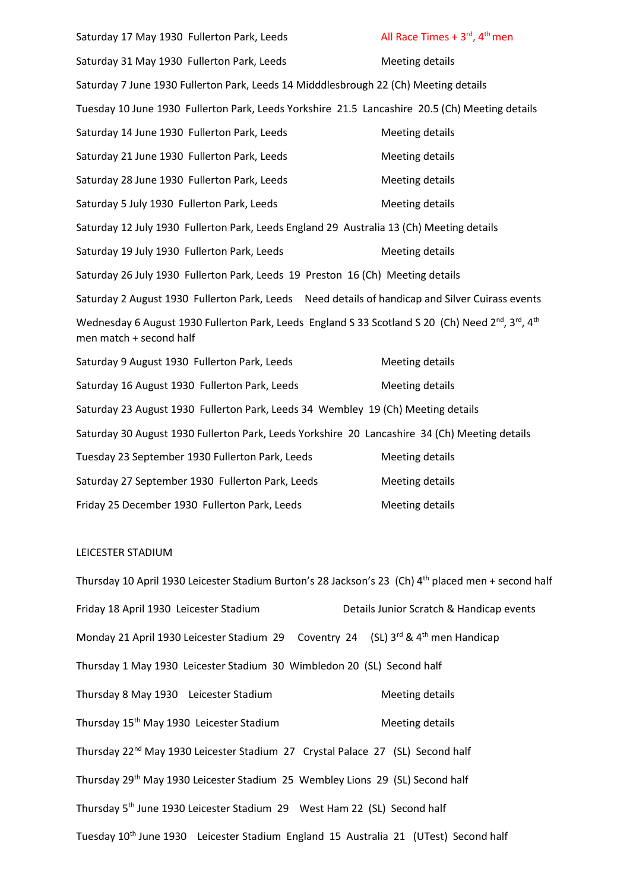Saturday 17 May 1930  Fullerton Park, Leeds  All Race Times + 3rd, 4th men

Saturday 31 May 1930  Fullerton Park, Leeds  Meeting details

Saturday 7 June 1930 Fullerton Park, Leeds 14 Midddlesbrough 22 (Ch) Meeting details

Tuesday 10 June 1930  Fullerton Park, Leeds Yorkshire  21.5  Lancashire  20.5 (Ch) Meeting details

Saturday 14 June 1930  Fullerton Park, Leeds  Meeting details

Saturday 21 June 1930  Fullerton Park, Leeds  Meeting details

Saturday 28 June 1930  Fullerton Park, Leeds  Meeting details

Saturday 5 July 1930  Fullerton Park, Leeds  Meeting details

Saturday 12 July 1930  Fullerton Park, Leeds England 29  Australia 13 (Ch) Meeting details

Saturday 19 July 1930  Fullerton Park, Leeds  Meeting details

Saturday 26 July 1930  Fullerton Park, Leeds  19  Preston  16 (Ch)  Meeting details

Saturday 2 August 1930  Fullerton Park, Leeds  Need details of handicap and Silver Cuirass events

Wednesday 6 August 1930 Fullerton Park, Leeds  England S 33 Scotland S 20  (Ch) Need 2nd, 3rd, 4th men match + second half

Saturday 9 August 1930  Fullerton Park, Leeds  Meeting details

Saturday 16 August 1930  Fullerton Park, Leeds  Meeting details

Saturday 23 August 1930  Fullerton Park, Leeds 34  Wembley  19 (Ch) Meeting details

Saturday 30 August 1930 Fullerton Park, Leeds Yorkshire  20  Lancashire  34 (Ch) Meeting details

Tuesday 23 September 1930 Fullerton Park, Leeds  Meeting details

Saturday 27 September 1930  Fullerton Park, Leeds  Meeting details

Friday 25 December 1930  Fullerton Park, Leeds  Meeting details

LEICESTER STADIUM

Thursday 10 April 1930 Leicester Stadium Burton's 28 Jackson's 23  (Ch) 4th placed men + second half

Friday 18 April 1930  Leicester Stadium  Details Junior Scratch & Handicap events

Monday 21 April 1930 Leicester Stadium  29  Coventry  24  (SL) 3rd & 4th men Handicap

Thursday 1 May 1930  Leicester Stadium  30  Wimbledon 20  (SL)  Second half

Thursday 8 May 1930  Leicester Stadium  Meeting details

Thursday 15th May 1930  Leicester Stadium  Meeting details

Thursday 22nd May 1930 Leicester Stadium  27  Crystal Palace  27  (SL)  Second half

Thursday 29th May 1930 Leicester Stadium  25  Wembley Lions  29  (SL) Second half

Thursday 5th June 1930 Leicester Stadium  29  West Ham 22  (SL)  Second half

Tuesday 10th June 1930  Leicester Stadium  England  15  Australia  21  (UTest)  Second half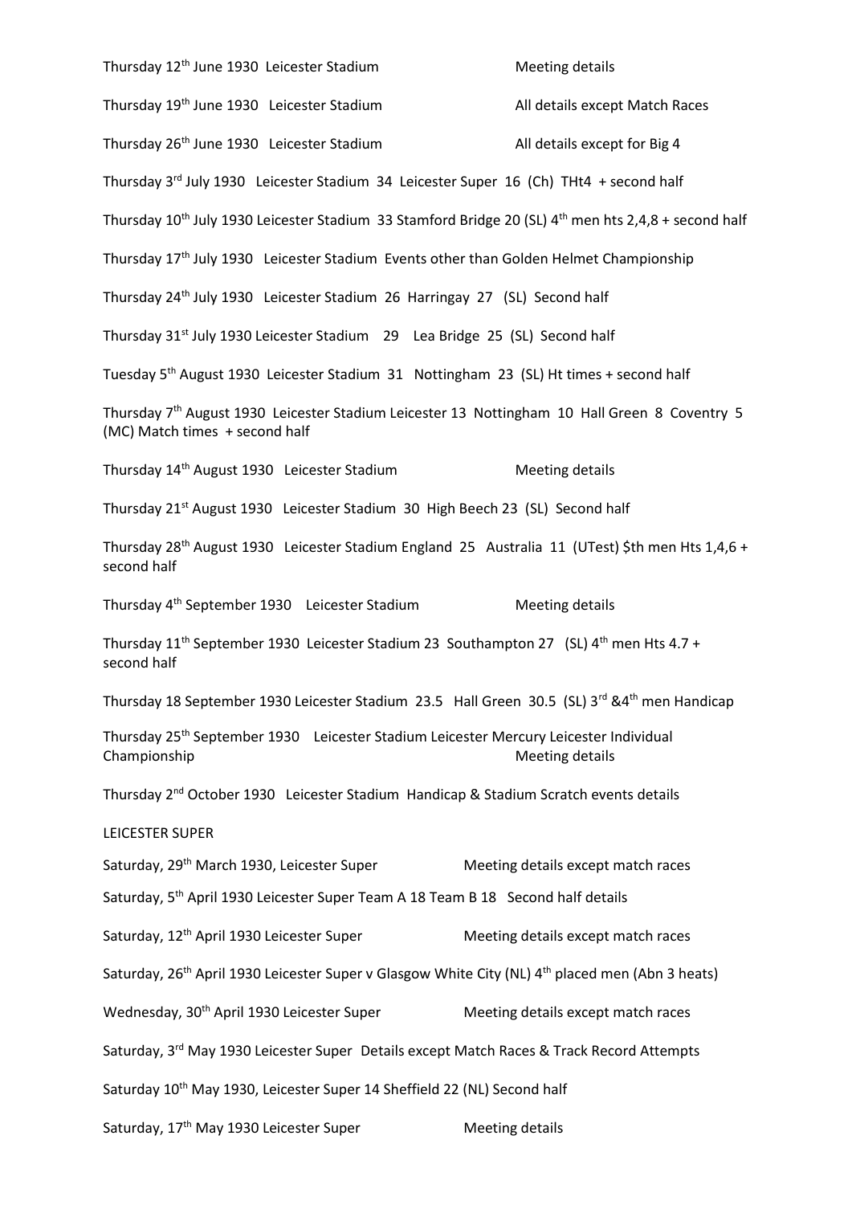Thursday 12th June 1930 Leicester Stadium Meeting details

Thursday 19th June 1930 Leicester Stadium All details except Match Races

Thursday 26th June 1930 Leicester Stadium All details except for Big 4

Thursday 3rd July 1930 Leicester Stadium 34 Leicester Super 16 (Ch) THt4 + second half

Thursday 10th July 1930 Leicester Stadium 33 Stamford Bridge 20 (SL) 4th men hts 2,4,8 + second half

Thursday 17th July 1930 Leicester Stadium Events other than Golden Helmet Championship

Thursday 24th July 1930 Leicester Stadium 26 Harringay 27 (SL) Second half

Thursday 31st July 1930 Leicester Stadium 29 Lea Bridge 25 (SL) Second half

Tuesday 5th August 1930 Leicester Stadium 31 Nottingham 23 (SL) Ht times + second half

Thursday 7th August 1930 Leicester Stadium Leicester 13 Nottingham 10 Hall Green 8 Coventry 5 (MC) Match times + second half

Thursday 14th August 1930 Leicester Stadium Meeting details

Thursday 21st August 1930 Leicester Stadium 30 High Beech 23 (SL) Second half

Thursday 28th August 1930 Leicester Stadium England 25 Australia 11 (UTest) $th men Hts 1,4,6 + second half

Thursday 4th September 1930 Leicester Stadium Meeting details

Thursday 11th September 1930 Leicester Stadium 23 Southampton 27 (SL) 4th men Hts 4.7 + second half

Thursday 18 September 1930 Leicester Stadium 23.5 Hall Green 30.5 (SL) 3rd &4th men Handicap

Thursday 25th September 1930 Leicester Stadium Leicester Mercury Leicester Individual Championship Meeting details

Thursday 2nd October 1930 Leicester Stadium Handicap & Stadium Scratch events details

LEICESTER SUPER

Saturday, 29th March 1930, Leicester Super Meeting details except match races

Saturday, 5th April 1930 Leicester Super Team A 18 Team B 18 Second half details

Saturday, 12th April 1930 Leicester Super Meeting details except match races

Saturday, 26th April 1930 Leicester Super v Glasgow White City (NL) 4th placed men (Abn 3 heats)

Wednesday, 30th April 1930 Leicester Super Meeting details except match races

Saturday, 3rd May 1930 Leicester Super Details except Match Races & Track Record Attempts

Saturday 10th May 1930, Leicester Super 14 Sheffield 22 (NL) Second half

Saturday, 17th May 1930 Leicester Super Meeting details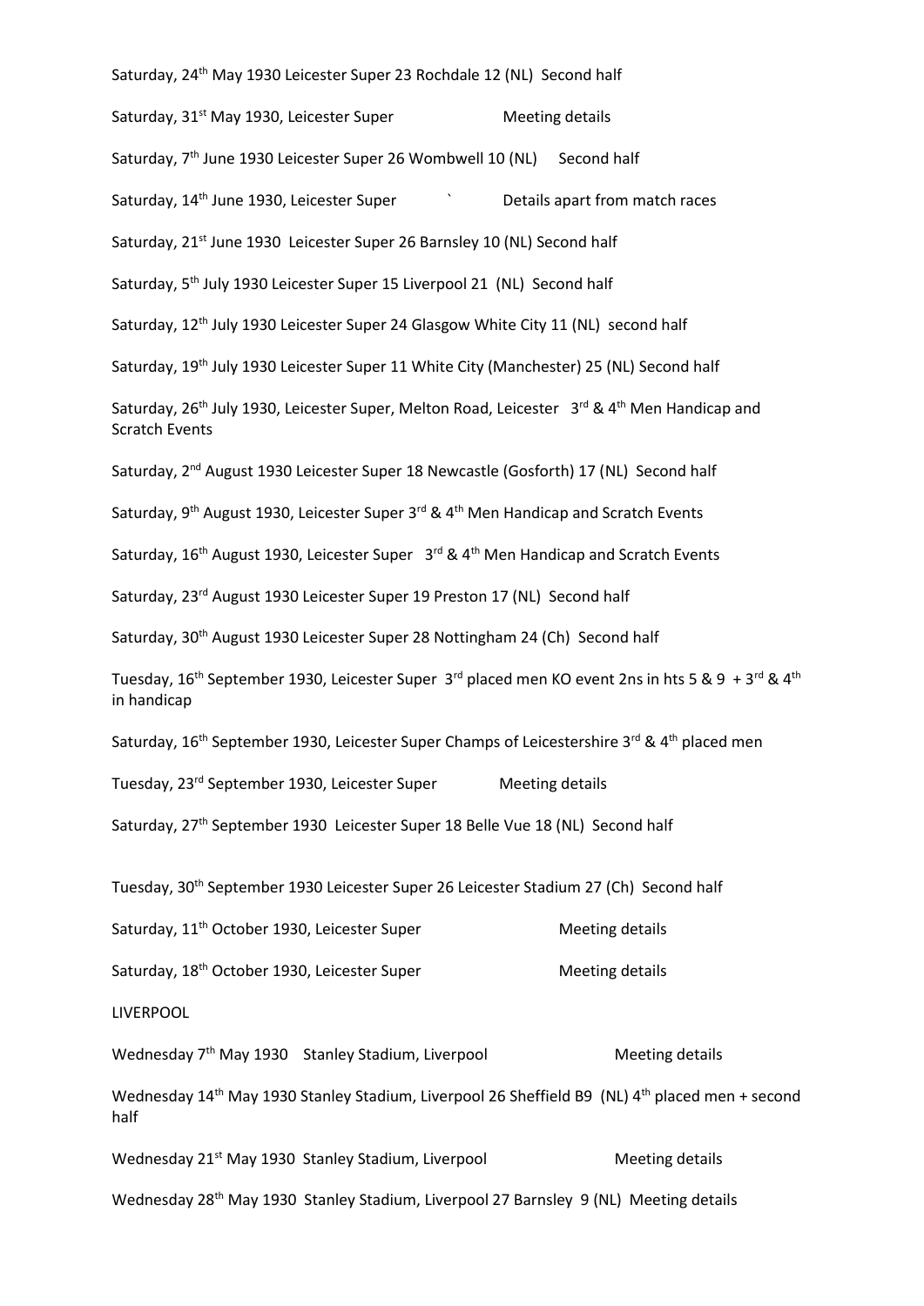Saturday, 24th May 1930 Leicester Super 23 Rochdale 12 (NL) Second half

Saturday, 31st May 1930, Leicester Super Meeting details

Saturday, 7th June 1930 Leicester Super 26 Wombwell 10 (NL) Second half

Saturday, 14th June 1930, Leicester Super ` Details apart from match races

Saturday, 21st June 1930 Leicester Super 26 Barnsley 10 (NL) Second half

Saturday, 5th July 1930 Leicester Super 15 Liverpool 21 (NL) Second half

Saturday, 12th July 1930 Leicester Super 24 Glasgow White City 11 (NL) second half

Saturday, 19th July 1930 Leicester Super 11 White City (Manchester) 25 (NL) Second half

Saturday, 26th July 1930, Leicester Super, Melton Road, Leicester 3rd & 4th Men Handicap and Scratch Events

Saturday, 2nd August 1930 Leicester Super 18 Newcastle (Gosforth) 17 (NL) Second half

Saturday, 9th August 1930, Leicester Super 3rd & 4th Men Handicap and Scratch Events

Saturday, 16th August 1930, Leicester Super 3rd & 4th Men Handicap and Scratch Events

Saturday, 23rd August 1930 Leicester Super 19 Preston 17 (NL) Second half

Saturday, 30th August 1930 Leicester Super 28 Nottingham 24 (Ch) Second half

Tuesday, 16th September 1930, Leicester Super 3rd placed men KO event 2ns in hts 5 & 9 + 3rd & 4th in handicap

Saturday, 16th September 1930, Leicester Super Champs of Leicestershire 3rd & 4th placed men

Tuesday, 23rd September 1930, Leicester Super Meeting details

Saturday, 27th September 1930 Leicester Super 18 Belle Vue 18 (NL) Second half

Tuesday, 30th September 1930 Leicester Super 26 Leicester Stadium 27 (Ch) Second half

Saturday, 11th October 1930, Leicester Super Meeting details

Saturday, 18th October 1930, Leicester Super Meeting details

LIVERPOOL

Wednesday 7th May 1930 Stanley Stadium, Liverpool Meeting details

Wednesday 14th May 1930 Stanley Stadium, Liverpool 26 Sheffield B9 (NL) 4th placed men + second half

Wednesday 21st May 1930 Stanley Stadium, Liverpool Meeting details

Wednesday 28th May 1930 Stanley Stadium, Liverpool 27 Barnsley 9 (NL) Meeting details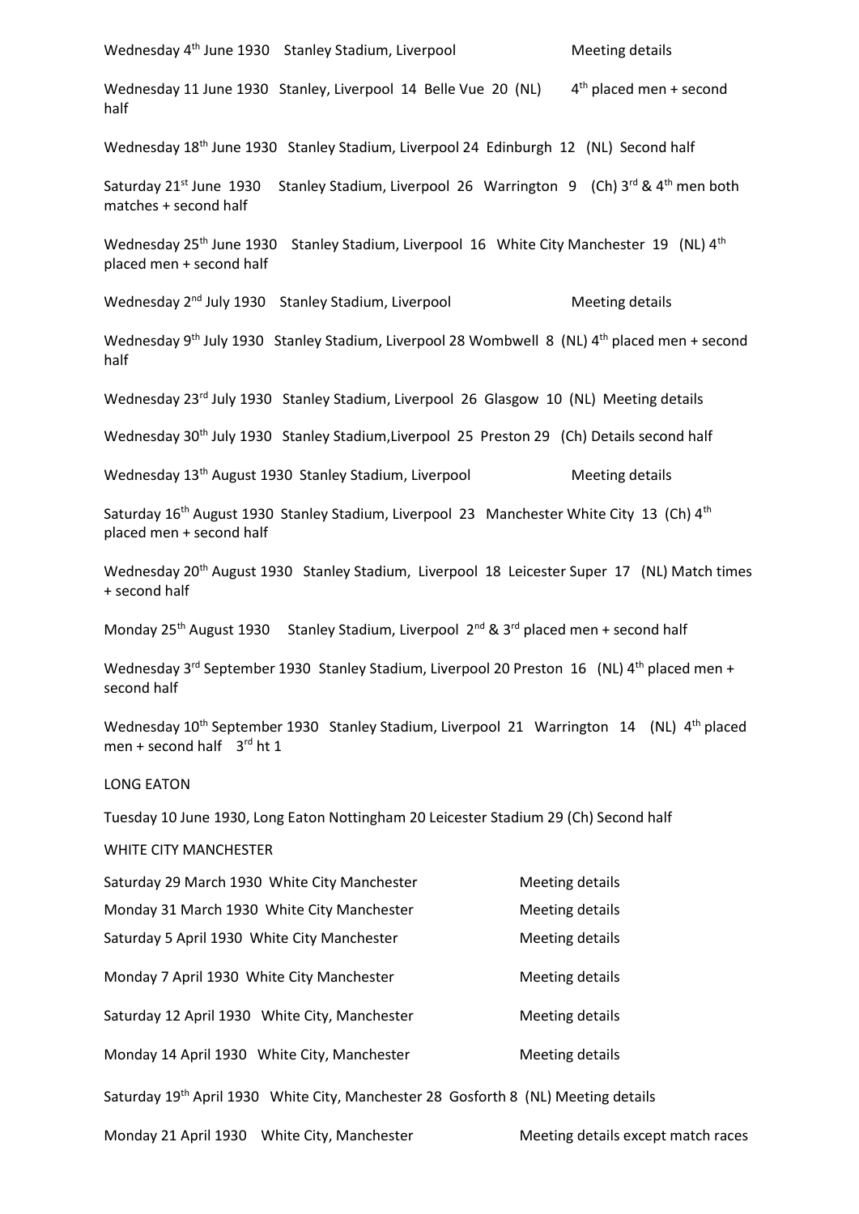Wednesday 4th June 1930 Stanley Stadium, Liverpool Meeting details

Wednesday 11 June 1930 Stanley, Liverpool 14 Belle Vue 20 (NL) 4th placed men + second half

Wednesday 18th June 1930 Stanley Stadium, Liverpool 24 Edinburgh 12 (NL) Second half

Saturday 21st June 1930 Stanley Stadium, Liverpool 26 Warrington 9 (Ch) 3rd & 4th men both matches + second half

Wednesday 25th June 1930 Stanley Stadium, Liverpool 16 White City Manchester 19 (NL) 4th placed men + second half

Wednesday 2nd July 1930 Stanley Stadium, Liverpool Meeting details

Wednesday 9th July 1930 Stanley Stadium, Liverpool 28 Wombwell 8 (NL) 4th placed men + second half

Wednesday 23rd July 1930 Stanley Stadium, Liverpool 26 Glasgow 10 (NL) Meeting details

Wednesday 30th July 1930 Stanley Stadium,Liverpool 25 Preston 29 (Ch) Details second half

Wednesday 13th August 1930 Stanley Stadium, Liverpool Meeting details

Saturday 16th August 1930 Stanley Stadium, Liverpool 23 Manchester White City 13 (Ch) 4th placed men + second half

Wednesday 20th August 1930 Stanley Stadium, Liverpool 18 Leicester Super 17 (NL) Match times + second half

Monday 25th August 1930 Stanley Stadium, Liverpool 2nd & 3rd placed men + second half

Wednesday 3rd September 1930 Stanley Stadium, Liverpool 20 Preston 16 (NL) 4th placed men + second half

Wednesday 10th September 1930 Stanley Stadium, Liverpool 21 Warrington 14 (NL) 4th placed men + second half 3rd ht 1

LONG EATON

Tuesday 10 June 1930, Long Eaton Nottingham 20 Leicester Stadium 29 (Ch) Second half

WHITE CITY MANCHESTER

Saturday 29 March 1930 White City Manchester Meeting details

Monday 31 March 1930 White City Manchester Meeting details

Saturday 5 April 1930 White City Manchester Meeting details

Monday 7 April 1930 White City Manchester Meeting details

Saturday 12 April 1930 White City, Manchester Meeting details

Monday 14 April 1930 White City, Manchester Meeting details

Saturday 19th April 1930 White City, Manchester 28 Gosforth 8 (NL) Meeting details

Monday 21 April 1930 White City, Manchester Meeting details except match races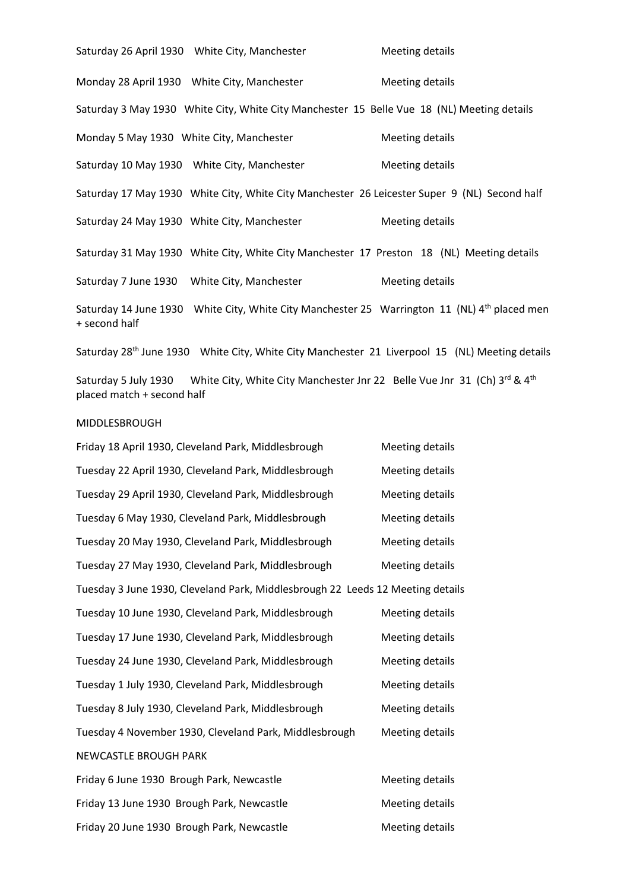Saturday 26 April 1930 White City, Manchester Meeting details

Monday 28 April 1930 White City, Manchester Meeting details

Saturday 3 May 1930 White City, White City Manchester 15 Belle Vue 18 (NL) Meeting details

Monday 5 May 1930 White City, Manchester Meeting details

Saturday 10 May 1930 White City, Manchester Meeting details

Saturday 17 May 1930 White City, White City Manchester 26 Leicester Super 9 (NL) Second half

Saturday 24 May 1930 White City, Manchester Meeting details

Saturday 31 May 1930 White City, White City Manchester 17 Preston 18 (NL) Meeting details

Saturday 7 June 1930 White City, Manchester Meeting details

Saturday 14 June 1930 White City, White City Manchester 25 Warrington 11 (NL) 4th placed men + second half

Saturday 28th June 1930 White City, White City Manchester 21 Liverpool 15 (NL) Meeting details

Saturday 5 July 1930 White City, White City Manchester Jnr 22 Belle Vue Jnr 31 (Ch) 3rd & 4th placed match + second half

MIDDLESBROUGH

Friday 18 April 1930, Cleveland Park, Middlesbrough Meeting details

Tuesday 22 April 1930, Cleveland Park, Middlesbrough Meeting details

Tuesday 29 April 1930, Cleveland Park, Middlesbrough Meeting details

Tuesday 6 May 1930, Cleveland Park, Middlesbrough Meeting details

Tuesday 20 May 1930, Cleveland Park, Middlesbrough Meeting details

Tuesday 27 May 1930, Cleveland Park, Middlesbrough Meeting details

Tuesday 3 June 1930, Cleveland Park, Middlesbrough 22 Leeds 12 Meeting details

Tuesday 10 June 1930, Cleveland Park, Middlesbrough Meeting details

Tuesday 17 June 1930, Cleveland Park, Middlesbrough Meeting details

Tuesday 24 June 1930, Cleveland Park, Middlesbrough Meeting details

Tuesday 1 July 1930, Cleveland Park, Middlesbrough Meeting details

Tuesday 8 July 1930, Cleveland Park, Middlesbrough Meeting details

Tuesday 4 November 1930, Cleveland Park, Middlesbrough Meeting details

NEWCASTLE BROUGH PARK

Friday 6 June 1930 Brough Park, Newcastle Meeting details

Friday 13 June 1930 Brough Park, Newcastle Meeting details

Friday 20 June 1930 Brough Park, Newcastle Meeting details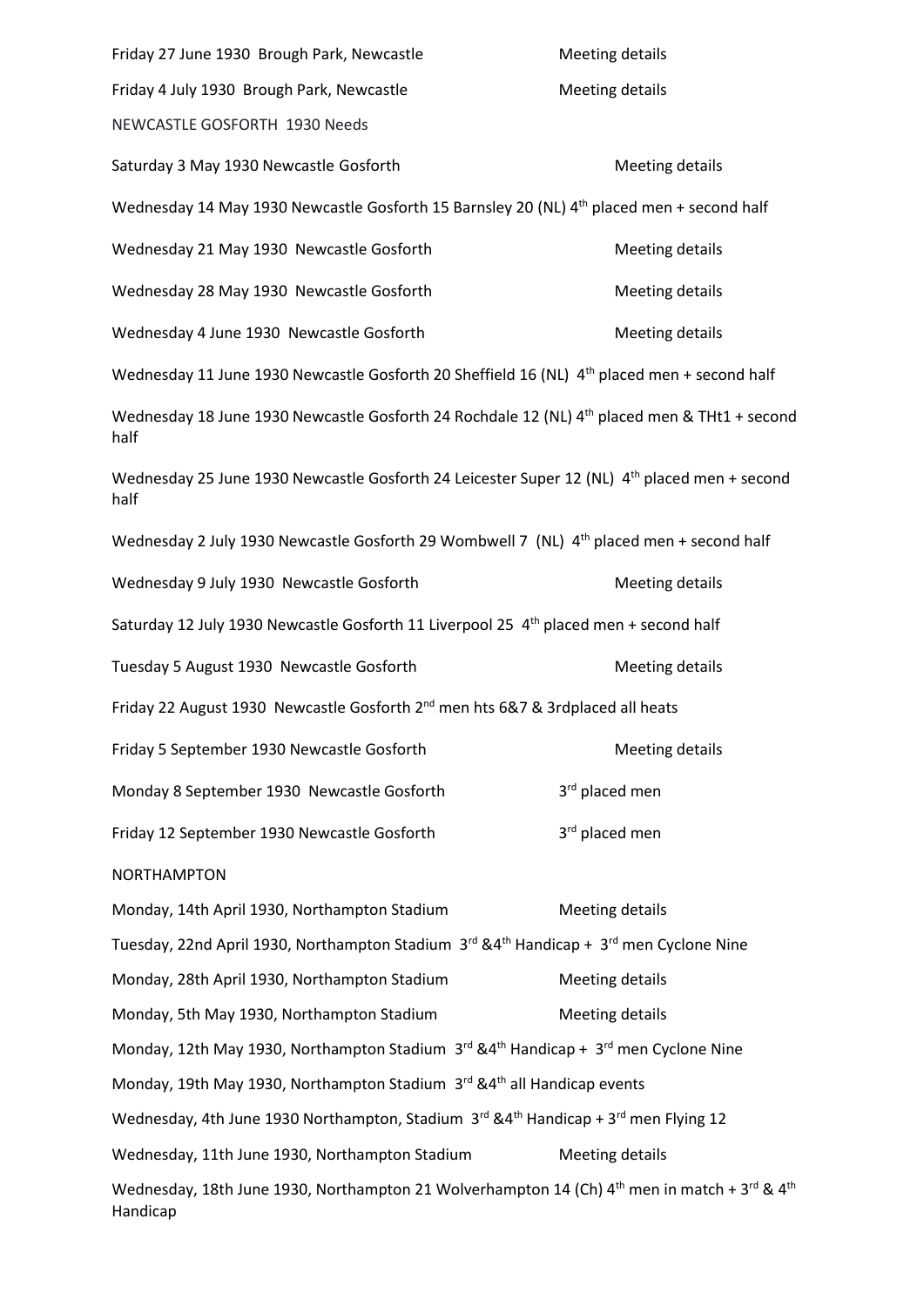Friday 27 June 1930 Brough Park, Newcastle Meeting details

Friday 4 July 1930 Brough Park, Newcastle Meeting details

NEWCASTLE GOSFORTH 1930 Needs

Saturday 3 May 1930 Newcastle Gosforth Meeting details

Wednesday 14 May 1930 Newcastle Gosforth 15 Barnsley 20 (NL) 4th placed men + second half

Wednesday 21 May 1930 Newcastle Gosforth Meeting details

Wednesday 28 May 1930 Newcastle Gosforth Meeting details

Wednesday 4 June 1930 Newcastle Gosforth Meeting details

Wednesday 11 June 1930 Newcastle Gosforth 20 Sheffield 16 (NL) 4th placed men + second half

Wednesday 18 June 1930 Newcastle Gosforth 24 Rochdale 12 (NL) 4th placed men & THt1 + second half

Wednesday 25 June 1930 Newcastle Gosforth 24 Leicester Super 12 (NL) 4th placed men + second half

Wednesday 2 July 1930 Newcastle Gosforth 29 Wombwell 7 (NL) 4th placed men + second half

Wednesday 9 July 1930 Newcastle Gosforth Meeting details

Saturday 12 July 1930 Newcastle Gosforth 11 Liverpool 25 4th placed men + second half

Tuesday 5 August 1930 Newcastle Gosforth Meeting details

Friday 22 August 1930 Newcastle Gosforth 2nd men hts 6&7 & 3rdplaced all heats

Friday 5 September 1930 Newcastle Gosforth Meeting details

Monday 8 September 1930 Newcastle Gosforth 3rd placed men

Friday 12 September 1930 Newcastle Gosforth 3rd placed men

NORTHAMPTON

Monday, 14th April 1930, Northampton Stadium Meeting details

Tuesday, 22nd April 1930, Northampton Stadium 3rd &4th Handicap + 3rd men Cyclone Nine

Monday, 28th April 1930, Northampton Stadium Meeting details

Monday, 5th May 1930, Northampton Stadium Meeting details

Monday, 12th May 1930, Northampton Stadium 3rd &4th Handicap + 3rd men Cyclone Nine

Monday, 19th May 1930, Northampton Stadium 3rd &4th all Handicap events

Wednesday, 4th June 1930 Northampton, Stadium 3rd &4th Handicap + 3rd men Flying 12

Wednesday, 11th June 1930, Northampton Stadium Meeting details

Wednesday, 18th June 1930, Northampton 21 Wolverhampton 14 (Ch) 4th men in match + 3rd & 4th Handicap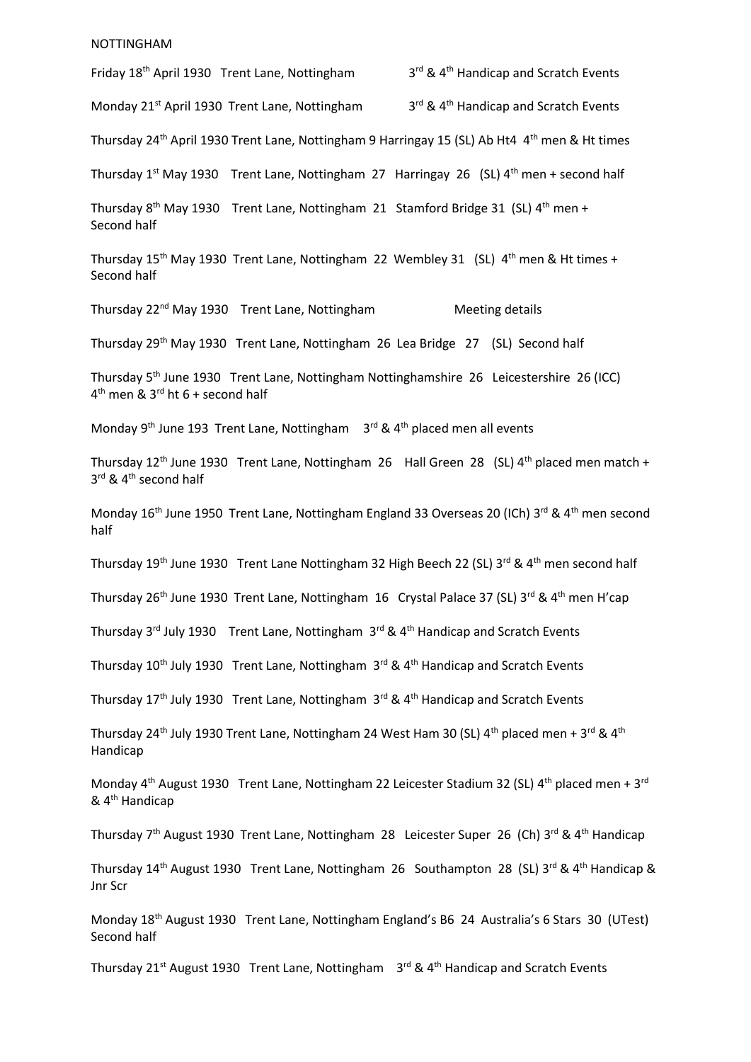NOTTINGHAM

Friday 18th April 1930 Trent Lane, Nottingham 3rd & 4th Handicap and Scratch Events

Monday 21st April 1930 Trent Lane, Nottingham 3rd & 4th Handicap and Scratch Events

Thursday 24th April 1930 Trent Lane, Nottingham 9 Harringay 15 (SL) Ab Ht4 4th men & Ht times

Thursday 1st May 1930 Trent Lane, Nottingham 27 Harringay 26 (SL) 4th men + second half

Thursday 8th May 1930 Trent Lane, Nottingham 21 Stamford Bridge 31 (SL) 4th men + Second half

Thursday 15th May 1930 Trent Lane, Nottingham 22 Wembley 31 (SL) 4th men & Ht times + Second half

Thursday 22nd May 1930 Trent Lane, Nottingham Meeting details

Thursday 29th May 1930 Trent Lane, Nottingham 26 Lea Bridge 27 (SL) Second half

Thursday 5th June 1930 Trent Lane, Nottingham Nottinghamshire 26 Leicestershire 26 (ICC) 4th men & 3rd ht 6 + second half

Monday 9th June 193 Trent Lane, Nottingham 3rd & 4th placed men all events

Thursday 12th June 1930 Trent Lane, Nottingham 26 Hall Green 28 (SL) 4th placed men match + 3rd & 4th second half

Monday 16th June 1950 Trent Lane, Nottingham England 33 Overseas 20 (ICh) 3rd & 4th men second half

Thursday 19th June 1930 Trent Lane Nottingham 32 High Beech 22 (SL) 3rd & 4th men second half

Thursday 26th June 1930 Trent Lane, Nottingham 16 Crystal Palace 37 (SL) 3rd & 4th men H'cap

Thursday 3rd July 1930 Trent Lane, Nottingham 3rd & 4th Handicap and Scratch Events

Thursday 10th July 1930 Trent Lane, Nottingham 3rd & 4th Handicap and Scratch Events

Thursday 17th July 1930 Trent Lane, Nottingham 3rd & 4th Handicap and Scratch Events

Thursday 24th July 1930 Trent Lane, Nottingham 24 West Ham 30 (SL) 4th placed men + 3rd & 4th Handicap

Monday 4th August 1930 Trent Lane, Nottingham 22 Leicester Stadium 32 (SL) 4th placed men + 3rd & 4th Handicap

Thursday 7th August 1930 Trent Lane, Nottingham 28 Leicester Super 26 (Ch) 3rd & 4th Handicap

Thursday 14th August 1930 Trent Lane, Nottingham 26 Southampton 28 (SL) 3rd & 4th Handicap & Jnr Scr

Monday 18th August 1930 Trent Lane, Nottingham England's B6 24 Australia's 6 Stars 30 (UTest) Second half

Thursday 21st August 1930 Trent Lane, Nottingham 3rd & 4th Handicap and Scratch Events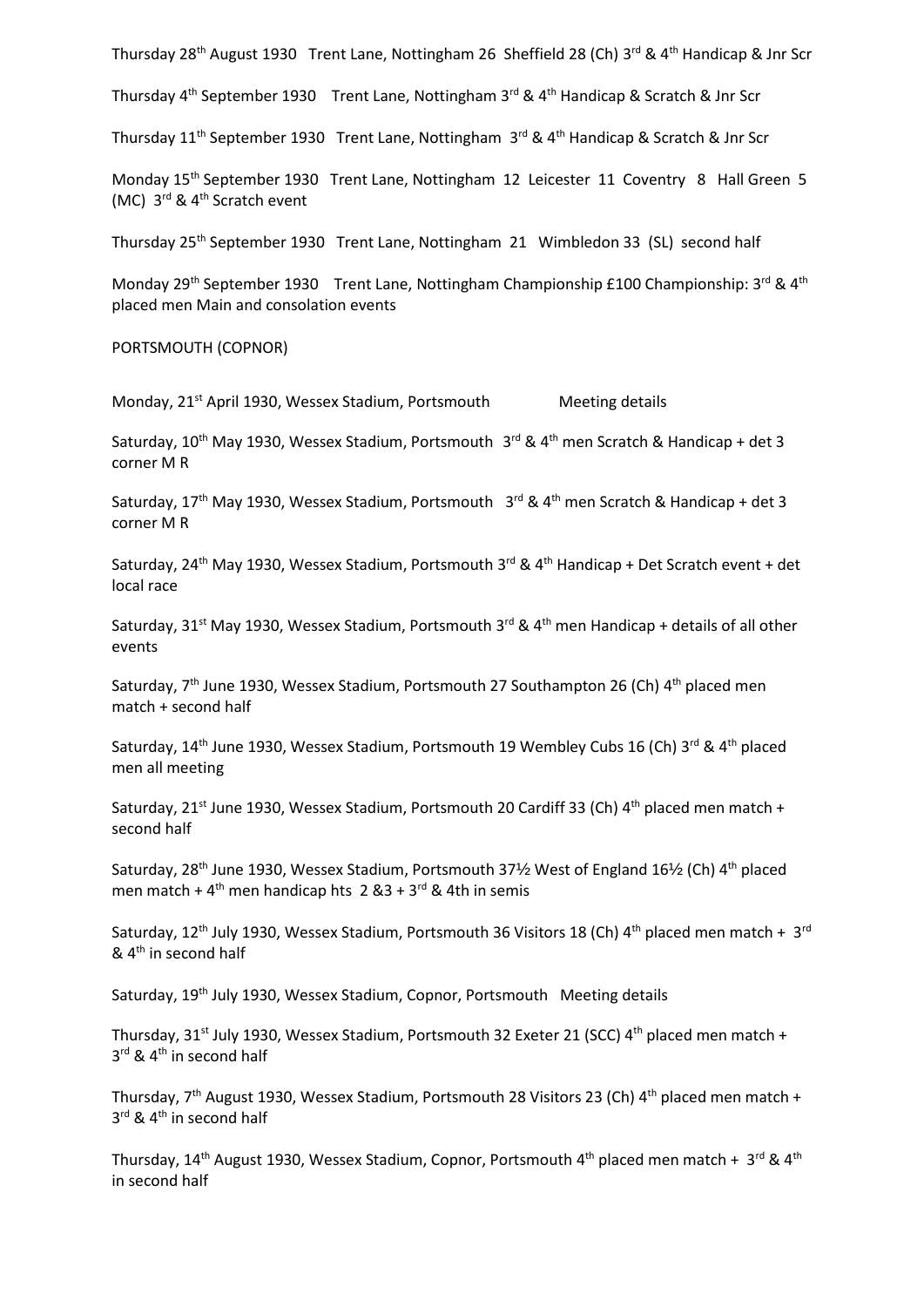Thursday 28th August 1930 Trent Lane, Nottingham 26 Sheffield 28 (Ch) 3rd & 4th Handicap & Jnr Scr

Thursday 4th September 1930 Trent Lane, Nottingham 3rd & 4th Handicap & Scratch & Jnr Scr

Thursday 11th September 1930 Trent Lane, Nottingham 3rd & 4th Handicap & Scratch & Jnr Scr

Monday 15th September 1930 Trent Lane, Nottingham 12 Leicester 11 Coventry 8 Hall Green 5 (MC) 3rd & 4th Scratch event

Thursday 25th September 1930 Trent Lane, Nottingham 21 Wimbledon 33 (SL) second half

Monday 29th September 1930 Trent Lane, Nottingham Championship £100 Championship: 3rd & 4th placed men Main and consolation events

PORTSMOUTH (COPNOR)

Monday, 21st April 1930, Wessex Stadium, Portsmouth Meeting details

Saturday, 10th May 1930, Wessex Stadium, Portsmouth 3rd & 4th men Scratch & Handicap + det 3 corner M R

Saturday, 17th May 1930, Wessex Stadium, Portsmouth 3rd & 4th men Scratch & Handicap + det 3 corner M R

Saturday, 24th May 1930, Wessex Stadium, Portsmouth 3rd & 4th Handicap + Det Scratch event + det local race

Saturday, 31st May 1930, Wessex Stadium, Portsmouth 3rd & 4th men Handicap + details of all other events

Saturday, 7th June 1930, Wessex Stadium, Portsmouth 27 Southampton 26 (Ch) 4th placed men match + second half

Saturday, 14th June 1930, Wessex Stadium, Portsmouth 19 Wembley Cubs 16 (Ch) 3rd & 4th placed men all meeting

Saturday, 21st June 1930, Wessex Stadium, Portsmouth 20 Cardiff 33 (Ch) 4th placed men match + second half

Saturday, 28th June 1930, Wessex Stadium, Portsmouth 37½ West of England 16½ (Ch) 4th placed men match + 4th men handicap hts 2 &3 + 3rd & 4th in semis

Saturday, 12th July 1930, Wessex Stadium, Portsmouth 36 Visitors 18 (Ch) 4th placed men match + 3rd & 4th in second half

Saturday, 19th July 1930, Wessex Stadium, Copnor, Portsmouth Meeting details

Thursday, 31st July 1930, Wessex Stadium, Portsmouth 32 Exeter 21 (SCC) 4th placed men match + 3rd & 4th in second half

Thursday, 7th August 1930, Wessex Stadium, Portsmouth 28 Visitors 23 (Ch) 4th placed men match + 3rd & 4th in second half

Thursday, 14th August 1930, Wessex Stadium, Copnor, Portsmouth 4th placed men match + 3rd & 4th in second half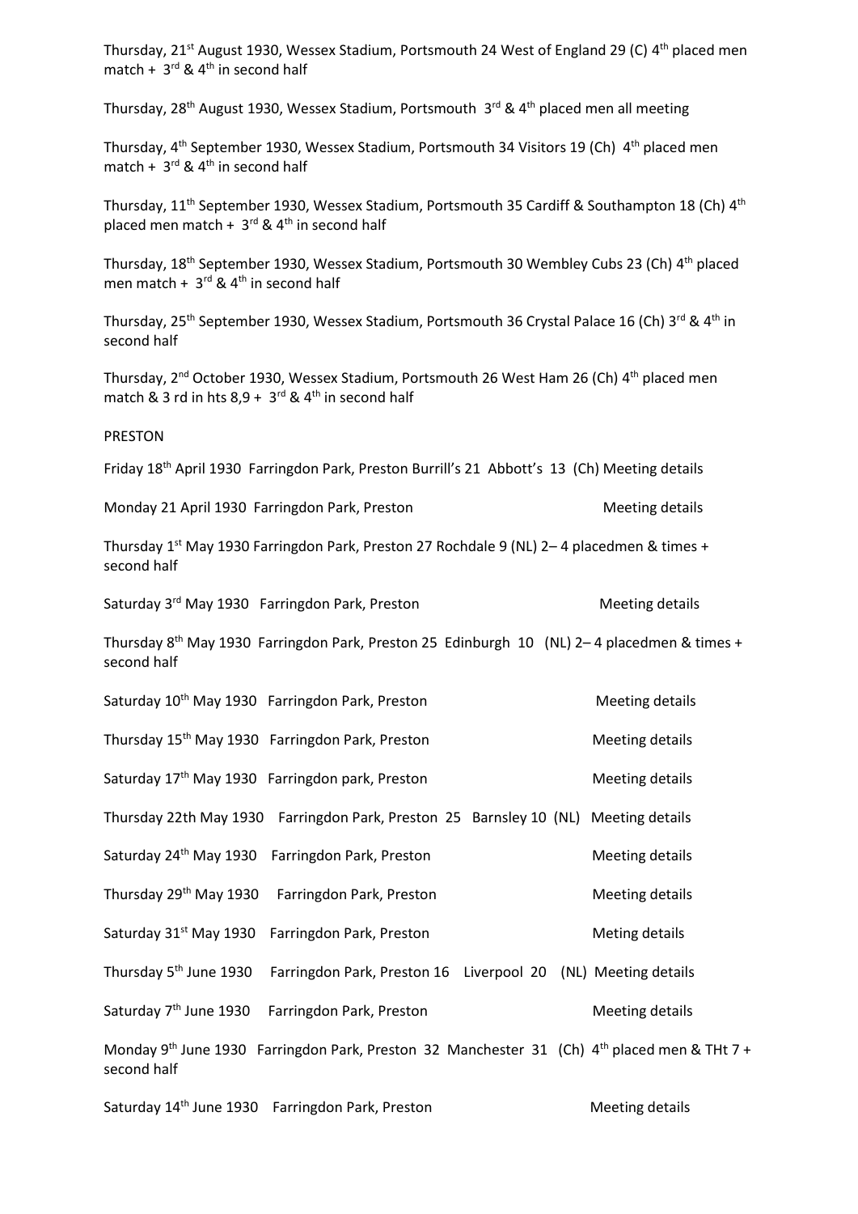Thursday, 21st August 1930, Wessex Stadium, Portsmouth 24 West of England 29 (C) 4th placed men match + 3rd & 4th in second half

Thursday, 28th August 1930, Wessex Stadium, Portsmouth 3rd & 4th placed men all meeting

Thursday, 4th September 1930, Wessex Stadium, Portsmouth 34 Visitors 19 (Ch) 4th placed men match + 3rd & 4th in second half

Thursday, 11th September 1930, Wessex Stadium, Portsmouth 35 Cardiff & Southampton 18 (Ch) 4th placed men match + 3rd & 4th in second half

Thursday, 18th September 1930, Wessex Stadium, Portsmouth 30 Wembley Cubs 23 (Ch) 4th placed men match + 3rd & 4th in second half

Thursday, 25th September 1930, Wessex Stadium, Portsmouth 36 Crystal Palace 16 (Ch) 3rd & 4th in second half

Thursday, 2nd October 1930, Wessex Stadium, Portsmouth 26 West Ham 26 (Ch) 4th placed men match & 3 rd in hts 8,9 + 3rd & 4th in second half

PRESTON

Friday 18th April 1930 Farringdon Park, Preston Burrill's 21 Abbott's 13 (Ch) Meeting details

Monday 21 April 1930 Farringdon Park, Preston Meeting details

Thursday 1st May 1930 Farringdon Park, Preston 27 Rochdale 9 (NL) 2– 4 placedmen & times + second half

Saturday 3rd May 1930 Farringdon Park, Preston Meeting details

Thursday 8th May 1930 Farringdon Park, Preston 25 Edinburgh 10 (NL) 2– 4 placedmen & times + second half

Saturday 10th May 1930 Farringdon Park, Preston Meeting details

Thursday 15th May 1930 Farringdon Park, Preston Meeting details

Saturday 17th May 1930 Farringdon park, Preston Meeting details

Thursday 22th May 1930 Farringdon Park, Preston 25 Barnsley 10 (NL) Meeting details

Saturday 24th May 1930 Farringdon Park, Preston Meeting details

Thursday 29th May 1930 Farringdon Park, Preston Meeting details

Saturday 31st May 1930 Farringdon Park, Preston Meting details

Thursday 5th June 1930 Farringdon Park, Preston 16 Liverpool 20 (NL) Meeting details

Saturday 7th June 1930 Farringdon Park, Preston Meeting details

Monday 9th June 1930 Farringdon Park, Preston 32 Manchester 31 (Ch) 4th placed men & THt 7 + second half

Saturday 14th June 1930 Farringdon Park, Preston Meeting details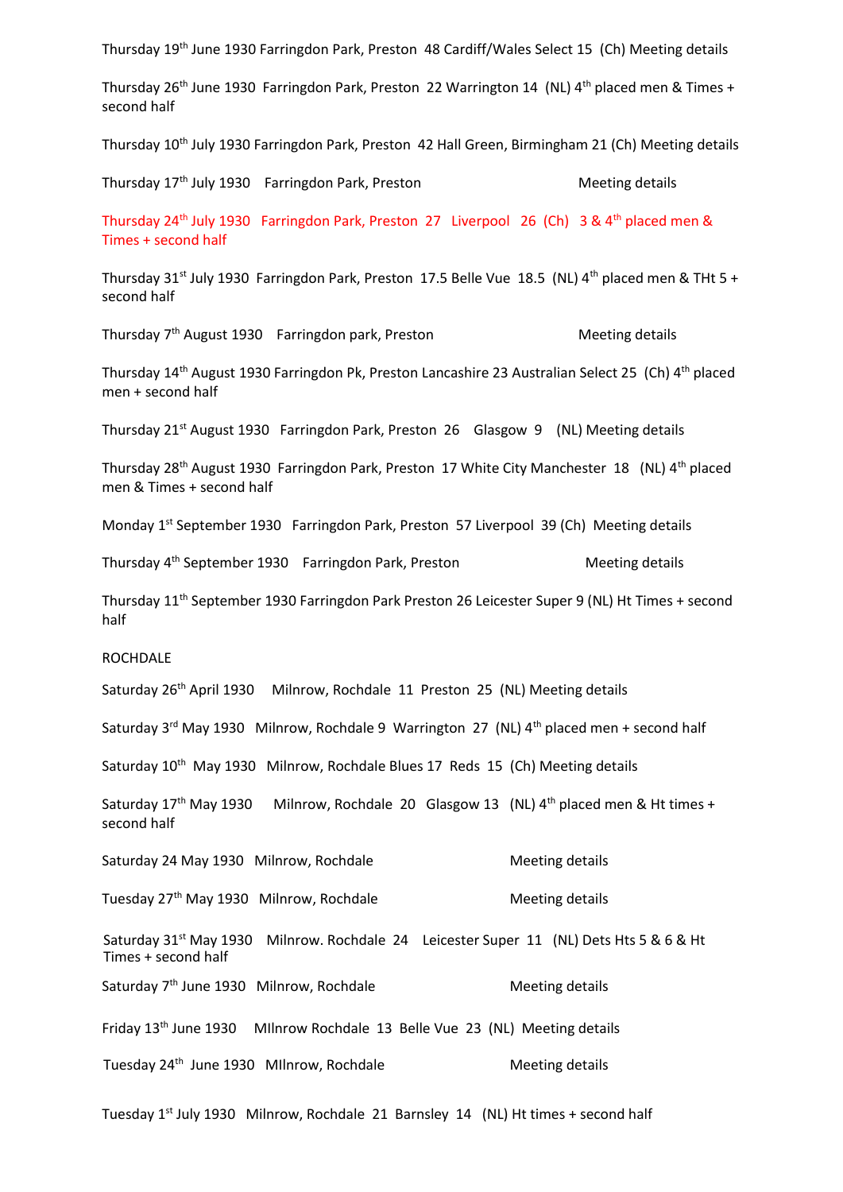Thursday 19th June 1930 Farringdon Park, Preston 48 Cardiff/Wales Select 15 (Ch) Meeting details

Thursday 26th June 1930 Farringdon Park, Preston 22 Warrington 14 (NL) 4th placed men & Times + second half

Thursday 10th July 1930 Farringdon Park, Preston 42 Hall Green, Birmingham 21 (Ch) Meeting details

Thursday 17th July 1930 Farringdon Park, Preston Meeting details

Thursday 24th July 1930 Farringdon Park, Preston 27 Liverpool 26 (Ch) 3 & 4th placed men & Times + second half

Thursday 31st July 1930 Farringdon Park, Preston 17.5 Belle Vue 18.5 (NL) 4th placed men & THt 5 + second half

Thursday 7th August 1930 Farringdon park, Preston Meeting details

Thursday 14th August 1930 Farringdon Pk, Preston Lancashire 23 Australian Select 25 (Ch) 4th placed men + second half

Thursday 21st August 1930 Farringdon Park, Preston 26 Glasgow 9 (NL) Meeting details

Thursday 28th August 1930 Farringdon Park, Preston 17 White City Manchester 18 (NL) 4th placed men & Times + second half

Monday 1st September 1930 Farringdon Park, Preston 57 Liverpool 39 (Ch) Meeting details

Thursday 4th September 1930 Farringdon Park, Preston Meeting details

Thursday 11th September 1930 Farringdon Park Preston 26 Leicester Super 9 (NL) Ht Times + second half

ROCHDALE

Saturday 26th April 1930 Milnrow, Rochdale 11 Preston 25 (NL) Meeting details

Saturday 3rd May 1930 Milnrow, Rochdale 9 Warrington 27 (NL) 4th placed men + second half

Saturday 10th May 1930 Milnrow, Rochdale Blues 17 Reds 15 (Ch) Meeting details

Saturday 17th May 1930 Milnrow, Rochdale 20 Glasgow 13 (NL) 4th placed men & Ht times + second half

Saturday 24 May 1930 Milnrow, Rochdale Meeting details

Tuesday 27th May 1930 Milnrow, Rochdale Meeting details

Saturday 31st May 1930 Milnrow. Rochdale 24 Leicester Super 11 (NL) Dets Hts 5 & 6 & Ht Times + second half

Saturday 7th June 1930 Milnrow, Rochdale Meeting details

Friday 13th June 1930 MIlnrow Rochdale 13 Belle Vue 23 (NL) Meeting details

Tuesday 24th June 1930 MIlnrow, Rochdale Meeting details

Tuesday 1st July 1930 Milnrow, Rochdale 21 Barnsley 14 (NL) Ht times + second half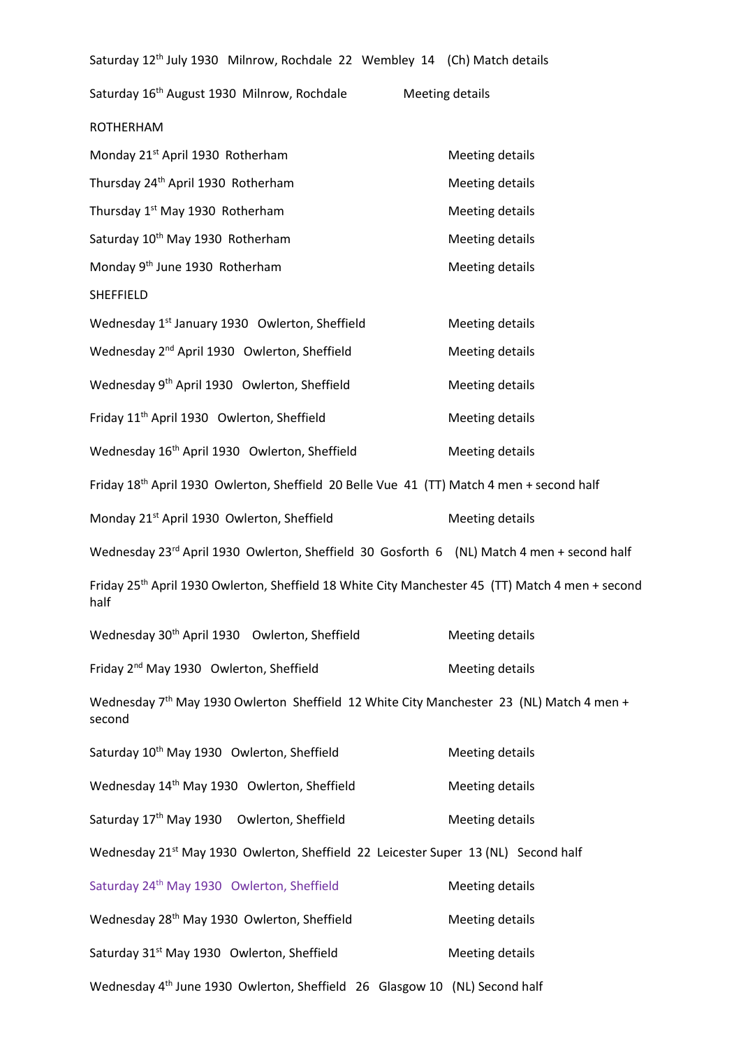Saturday 12th July 1930 Milnrow, Rochdale 22 Wembley 14 (Ch) Match details

Saturday 16th August 1930 Milnrow, Rochdale Meeting details

ROTHERHAM

Monday 21st April 1930 Rotherham Meeting details

Thursday 24th April 1930 Rotherham Meeting details

Thursday 1st May 1930 Rotherham Meeting details

Saturday 10th May 1930 Rotherham Meeting details

Monday 9th June 1930 Rotherham Meeting details

SHEFFIELD

Wednesday 1st January 1930 Owlerton, Sheffield Meeting details

Wednesday 2nd April 1930 Owlerton, Sheffield Meeting details

Wednesday 9th April 1930 Owlerton, Sheffield Meeting details

Friday 11th April 1930 Owlerton, Sheffield Meeting details

Wednesday 16th April 1930 Owlerton, Sheffield Meeting details

Friday 18th April 1930 Owlerton, Sheffield 20 Belle Vue 41 (TT) Match 4 men + second half

Monday 21st April 1930 Owlerton, Sheffield Meeting details

Wednesday 23rd April 1930 Owlerton, Sheffield 30 Gosforth 6 (NL) Match 4 men + second half

Friday 25th April 1930 Owlerton, Sheffield 18 White City Manchester 45 (TT) Match 4 men + second half

Wednesday 30th April 1930 Owlerton, Sheffield Meeting details

Friday 2nd May 1930 Owlerton, Sheffield Meeting details

Wednesday 7th May 1930 Owlerton Sheffield 12 White City Manchester 23 (NL) Match 4 men + second

Saturday 10th May 1930 Owlerton, Sheffield Meeting details

Wednesday 14th May 1930 Owlerton, Sheffield Meeting details

Saturday 17th May 1930 Owlerton, Sheffield Meeting details

Wednesday 21st May 1930 Owlerton, Sheffield 22 Leicester Super 13 (NL) Second half

Saturday 24th May 1930 Owlerton, Sheffield Meeting details

Wednesday 28th May 1930 Owlerton, Sheffield Meeting details

Saturday 31st May 1930 Owlerton, Sheffield Meeting details

Wednesday 4th June 1930 Owlerton, Sheffield 26 Glasgow 10 (NL) Second half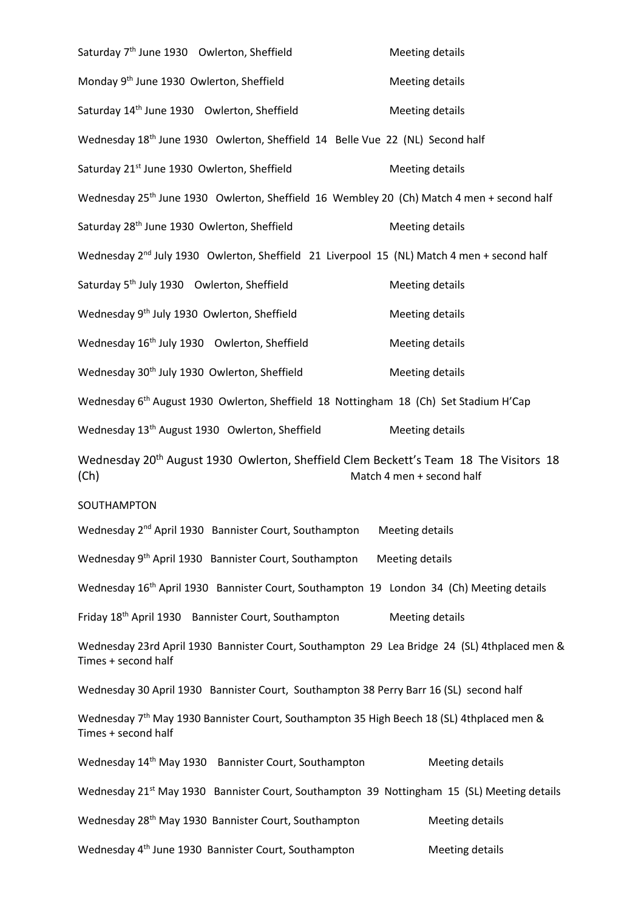Saturday 7th June 1930 Owlerton, Sheffield Meeting details

Monday 9th June 1930 Owlerton, Sheffield Meeting details

Saturday 14th June 1930 Owlerton, Sheffield Meeting details

Wednesday 18th June 1930 Owlerton, Sheffield 14 Belle Vue 22 (NL) Second half

Saturday 21st June 1930 Owlerton, Sheffield Meeting details

Wednesday 25th June 1930 Owlerton, Sheffield 16 Wembley 20 (Ch) Match 4 men + second half

Saturday 28th June 1930 Owlerton, Sheffield Meeting details

Wednesday 2nd July 1930 Owlerton, Sheffield 21 Liverpool 15 (NL) Match 4 men + second half

Saturday 5th July 1930 Owlerton, Sheffield Meeting details

Wednesday 9th July 1930 Owlerton, Sheffield Meeting details

Wednesday 16th July 1930 Owlerton, Sheffield Meeting details

Wednesday 30th July 1930 Owlerton, Sheffield Meeting details

Wednesday 6th August 1930 Owlerton, Sheffield 18 Nottingham 18 (Ch) Set Stadium H'Cap

Wednesday 13th August 1930 Owlerton, Sheffield Meeting details

Wednesday 20th August 1930 Owlerton, Sheffield Clem Beckett's Team 18 The Visitors 18 (Ch) Match 4 men + second half

SOUTHAMPTON

Wednesday 2nd April 1930 Bannister Court, Southampton Meeting details

Wednesday 9th April 1930 Bannister Court, Southampton Meeting details

Wednesday 16th April 1930 Bannister Court, Southampton 19 London 34 (Ch) Meeting details

Friday 18th April 1930 Bannister Court, Southampton Meeting details

Wednesday 23rd April 1930 Bannister Court, Southampton 29 Lea Bridge 24 (SL) 4thplaced men & Times + second half

Wednesday 30 April 1930 Bannister Court, Southampton 38 Perry Barr 16 (SL) second half

Wednesday 7th May 1930 Bannister Court, Southampton 35 High Beech 18 (SL) 4thplaced men & Times + second half

Wednesday 14th May 1930 Bannister Court, Southampton Meeting details

Wednesday 21st May 1930 Bannister Court, Southampton 39 Nottingham 15 (SL) Meeting details

Wednesday 28th May 1930 Bannister Court, Southampton Meeting details

Wednesday 4th June 1930 Bannister Court, Southampton Meeting details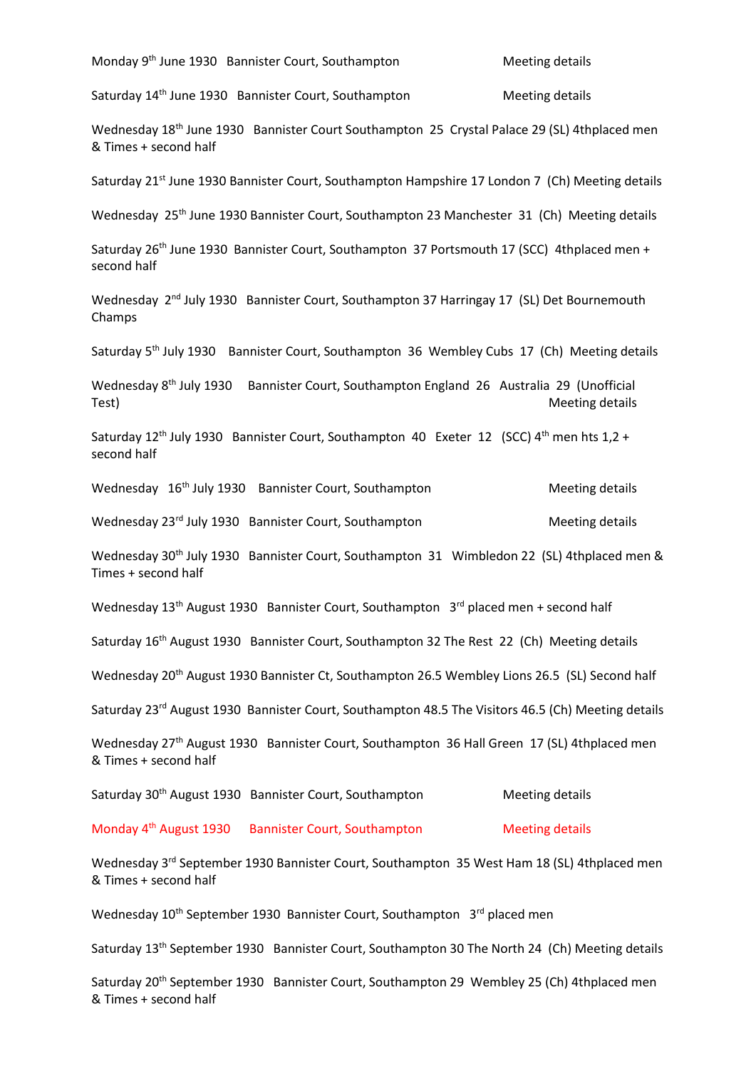Monday 9th June 1930 Bannister Court, Southampton Meeting details

Saturday 14th June 1930 Bannister Court, Southampton Meeting details

Wednesday 18th June 1930 Bannister Court Southampton 25 Crystal Palace 29 (SL) 4thplaced men & Times + second half

Saturday 21st June 1930 Bannister Court, Southampton Hampshire 17 London 7 (Ch) Meeting details

Wednesday 25th June 1930 Bannister Court, Southampton 23 Manchester 31 (Ch) Meeting details

Saturday 26th June 1930 Bannister Court, Southampton 37 Portsmouth 17 (SCC) 4thplaced men + second half

Wednesday 2nd July 1930 Bannister Court, Southampton 37 Harringay 17 (SL) Det Bournemouth Champs

Saturday 5th July 1930 Bannister Court, Southampton 36 Wembley Cubs 17 (Ch) Meeting details

Wednesday 8th July 1930 Bannister Court, Southampton England 26 Australia 29 (Unofficial Test) Meeting details

Saturday 12th July 1930 Bannister Court, Southampton 40 Exeter 12 (SCC) 4th men hts 1,2 + second half

Wednesday 16th July 1930 Bannister Court, Southampton Meeting details

Wednesday 23rd July 1930 Bannister Court, Southampton Meeting details

Wednesday 30th July 1930 Bannister Court, Southampton 31 Wimbledon 22 (SL) 4thplaced men & Times + second half

Wednesday 13th August 1930 Bannister Court, Southampton 3rd placed men + second half

Saturday 16th August 1930 Bannister Court, Southampton 32 The Rest 22 (Ch) Meeting details

Wednesday 20th August 1930 Bannister Ct, Southampton 26.5 Wembley Lions 26.5 (SL) Second half

Saturday 23rd August 1930 Bannister Court, Southampton 48.5 The Visitors 46.5 (Ch) Meeting details

Wednesday 27th August 1930 Bannister Court, Southampton 36 Hall Green 17 (SL) 4thplaced men & Times + second half

Saturday 30th August 1930 Bannister Court, Southampton Meeting details

Monday 4th August 1930 Bannister Court, Southampton Meeting details

Wednesday 3rd September 1930 Bannister Court, Southampton 35 West Ham 18 (SL) 4thplaced men & Times + second half

Wednesday 10th September 1930 Bannister Court, Southampton 3rd placed men

Saturday 13th September 1930 Bannister Court, Southampton 30 The North 24 (Ch) Meeting details

Saturday 20th September 1930 Bannister Court, Southampton 29 Wembley 25 (Ch) 4thplaced men & Times + second half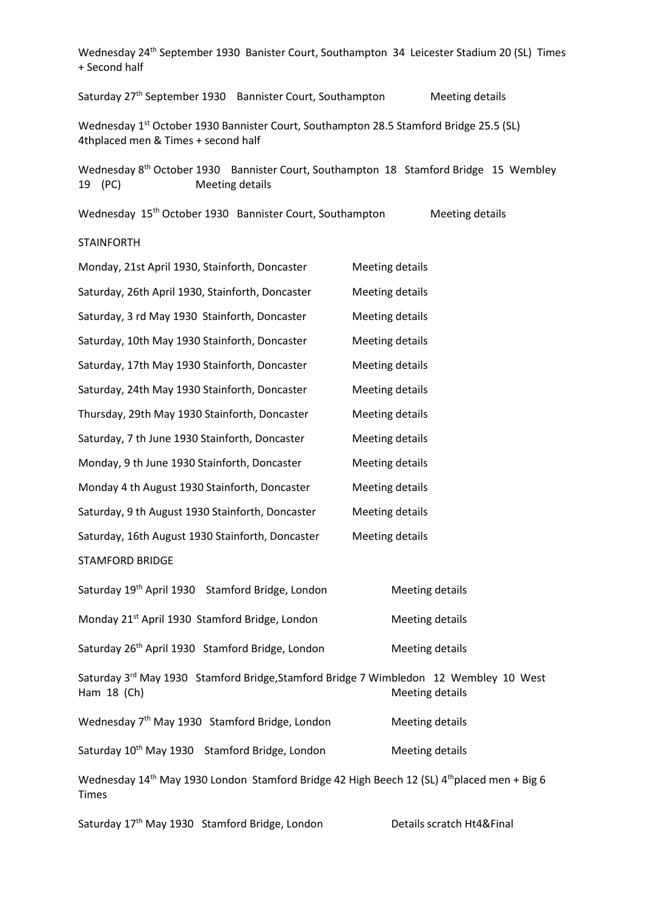Wednesday 24th September 1930 Banister Court, Southampton 34 Leicester Stadium 20 (SL) Times + Second half

Saturday 27th September 1930 Bannister Court, Southampton Meeting details

Wednesday 1st October 1930 Bannister Court, Southampton 28.5 Stamford Bridge 25.5 (SL) 4thplaced men & Times + second half

Wednesday 8th October 1930 Bannister Court, Southampton 18 Stamford Bridge 15 Wembley 19 (PC) Meeting details

Wednesday 15th October 1930 Bannister Court, Southampton Meeting details

STAINFORTH

Monday, 21st April 1930, Stainforth, Doncaster Meeting details

Saturday, 26th April 1930, Stainforth, Doncaster Meeting details

Saturday, 3 rd May 1930 Stainforth, Doncaster Meeting details

Saturday, 10th May 1930 Stainforth, Doncaster Meeting details

Saturday, 17th May 1930 Stainforth, Doncaster Meeting details

Saturday, 24th May 1930 Stainforth, Doncaster Meeting details

Thursday, 29th May 1930 Stainforth, Doncaster Meeting details

Saturday, 7 th June 1930 Stainforth, Doncaster Meeting details

Monday, 9 th June 1930 Stainforth, Doncaster Meeting details

Monday 4 th August 1930 Stainforth, Doncaster Meeting details

Saturday, 9 th August 1930 Stainforth, Doncaster Meeting details

Saturday, 16th August 1930 Stainforth, Doncaster Meeting details

STAMFORD BRIDGE

Saturday 19th April 1930 Stamford Bridge, London Meeting details

Monday 21st April 1930 Stamford Bridge, London Meeting details

Saturday 26th April 1930 Stamford Bridge, London Meeting details

Saturday 3rd May 1930 Stamford Bridge,Stamford Bridge 7 Wimbledon 12 Wembley 10 West Ham 18 (Ch) Meeting details

Wednesday 7th May 1930 Stamford Bridge, London Meeting details

Saturday 10th May 1930 Stamford Bridge, London Meeting details

Wednesday 14th May 1930 London Stamford Bridge 42 High Beech 12 (SL) 4thplaced men + Big 6 Times

Saturday 17th May 1930 Stamford Bridge, London Details scratch Ht4&Final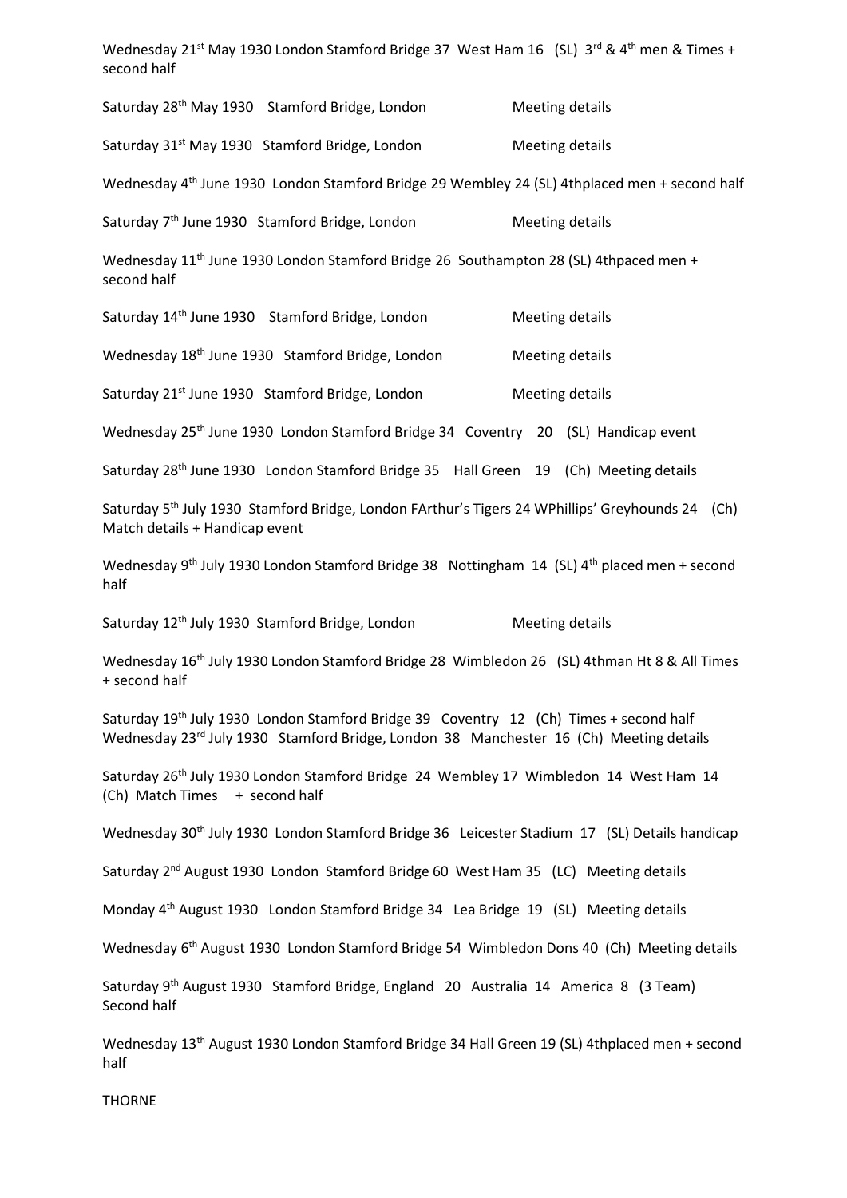Wednesday 21st May 1930 London Stamford Bridge 37 West Ham 16 (SL) 3rd & 4th men & Times + second half

Saturday 28th May 1930 Stamford Bridge, London Meeting details

Saturday 31st May 1930 Stamford Bridge, London Meeting details

Wednesday 4th June 1930 London Stamford Bridge 29 Wembley 24 (SL) 4thplaced men + second half

Saturday 7th June 1930 Stamford Bridge, London Meeting details

Wednesday 11th June 1930 London Stamford Bridge 26 Southampton 28 (SL) 4thpaced men + second half

Saturday 14th June 1930 Stamford Bridge, London Meeting details

Wednesday 18th June 1930 Stamford Bridge, London Meeting details

Saturday 21st June 1930 Stamford Bridge, London Meeting details

Wednesday 25th June 1930 London Stamford Bridge 34 Coventry 20 (SL) Handicap event

Saturday 28th June 1930 London Stamford Bridge 35 Hall Green 19 (Ch) Meeting details

Saturday 5th July 1930 Stamford Bridge, London FArthur's Tigers 24 WPhillips' Greyhounds 24 (Ch) Match details + Handicap event

Wednesday 9th July 1930 London Stamford Bridge 38 Nottingham 14 (SL) 4th placed men + second half

Saturday 12th July 1930 Stamford Bridge, London Meeting details

Wednesday 16th July 1930 London Stamford Bridge 28 Wimbledon 26 (SL) 4thman Ht 8 & All Times + second half

Saturday 19th July 1930 London Stamford Bridge 39 Coventry 12 (Ch) Times + second half
Wednesday 23rd July 1930 Stamford Bridge, London 38 Manchester 16 (Ch) Meeting details

Saturday 26th July 1930 London Stamford Bridge 24 Wembley 17 Wimbledon 14 West Ham 14 (Ch) Match Times + second half

Wednesday 30th July 1930 London Stamford Bridge 36 Leicester Stadium 17 (SL) Details handicap

Saturday 2nd August 1930 London Stamford Bridge 60 West Ham 35 (LC) Meeting details

Monday 4th August 1930 London Stamford Bridge 34 Lea Bridge 19 (SL) Meeting details

Wednesday 6th August 1930 London Stamford Bridge 54 Wimbledon Dons 40 (Ch) Meeting details

Saturday 9th August 1930 Stamford Bridge, England 20 Australia 14 America 8 (3 Team) Second half

Wednesday 13th August 1930 London Stamford Bridge 34 Hall Green 19 (SL) 4thplaced men + second half

THORNE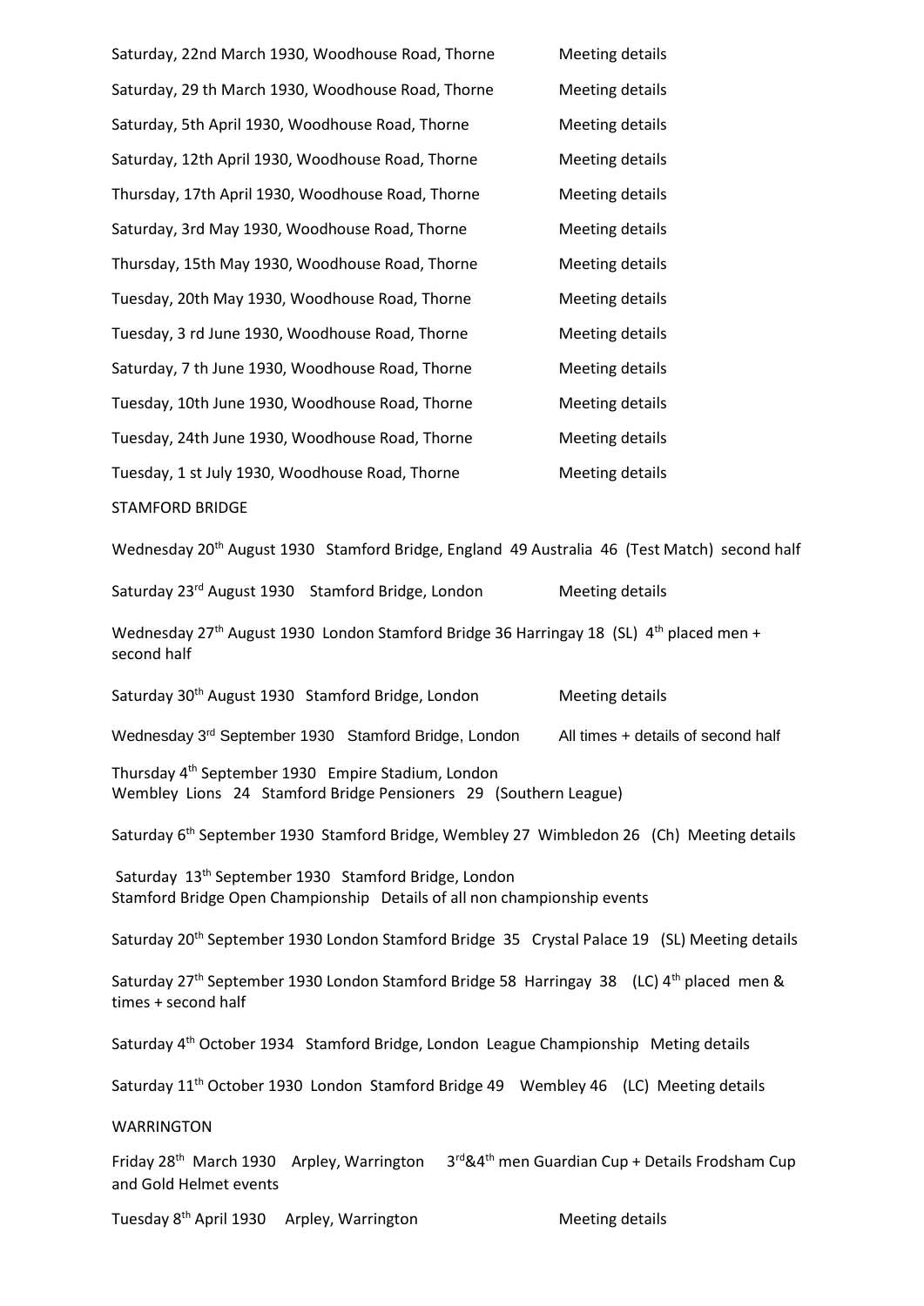Saturday, 22nd March 1930, Woodhouse Road, Thorne Meeting details

Saturday, 29 th March 1930, Woodhouse Road, Thorne Meeting details

Saturday, 5th April 1930, Woodhouse Road, Thorne Meeting details

Saturday, 12th April 1930, Woodhouse Road, Thorne Meeting details

Thursday, 17th April 1930, Woodhouse Road, Thorne Meeting details

Saturday, 3rd May 1930, Woodhouse Road, Thorne Meeting details

Thursday, 15th May 1930, Woodhouse Road, Thorne Meeting details

Tuesday, 20th May 1930, Woodhouse Road, Thorne Meeting details

Tuesday, 3 rd June 1930, Woodhouse Road, Thorne Meeting details

Saturday, 7 th June 1930, Woodhouse Road, Thorne Meeting details

Tuesday, 10th June 1930, Woodhouse Road, Thorne Meeting details

Tuesday, 24th June 1930, Woodhouse Road, Thorne Meeting details

Tuesday, 1 st July 1930, Woodhouse Road, Thorne Meeting details

STAMFORD BRIDGE

Wednesday 20th August 1930 Stamford Bridge, England 49 Australia 46 (Test Match) second half

Saturday 23rd August 1930 Stamford Bridge, London Meeting details

Wednesday 27th August 1930 London Stamford Bridge 36 Harringay 18 (SL) 4th placed men + second half

Saturday 30th August 1930 Stamford Bridge, London Meeting details

Wednesday 3rd September 1930 Stamford Bridge, London All times + details of second half

Thursday 4th September 1930 Empire Stadium, London
Wembley Lions 24 Stamford Bridge Pensioners 29 (Southern League)

Saturday 6th September 1930 Stamford Bridge, Wembley 27 Wimbledon 26 (Ch) Meeting details

Saturday 13th September 1930 Stamford Bridge, London
Stamford Bridge Open Championship Details of all non championship events

Saturday 20th September 1930 London Stamford Bridge 35 Crystal Palace 19 (SL) Meeting details

Saturday 27th September 1930 London Stamford Bridge 58 Harringay 38 (LC) 4th placed men & times + second half

Saturday 4th October 1934 Stamford Bridge, London League Championship Meting details

Saturday 11th October 1930 London Stamford Bridge 49 Wembley 46 (LC) Meeting details

WARRINGTON

Friday 28th March 1930 Arpley, Warrington 3rd&4th men Guardian Cup + Details Frodsham Cup and Gold Helmet events

Tuesday 8th April 1930 Arpley, Warrington Meeting details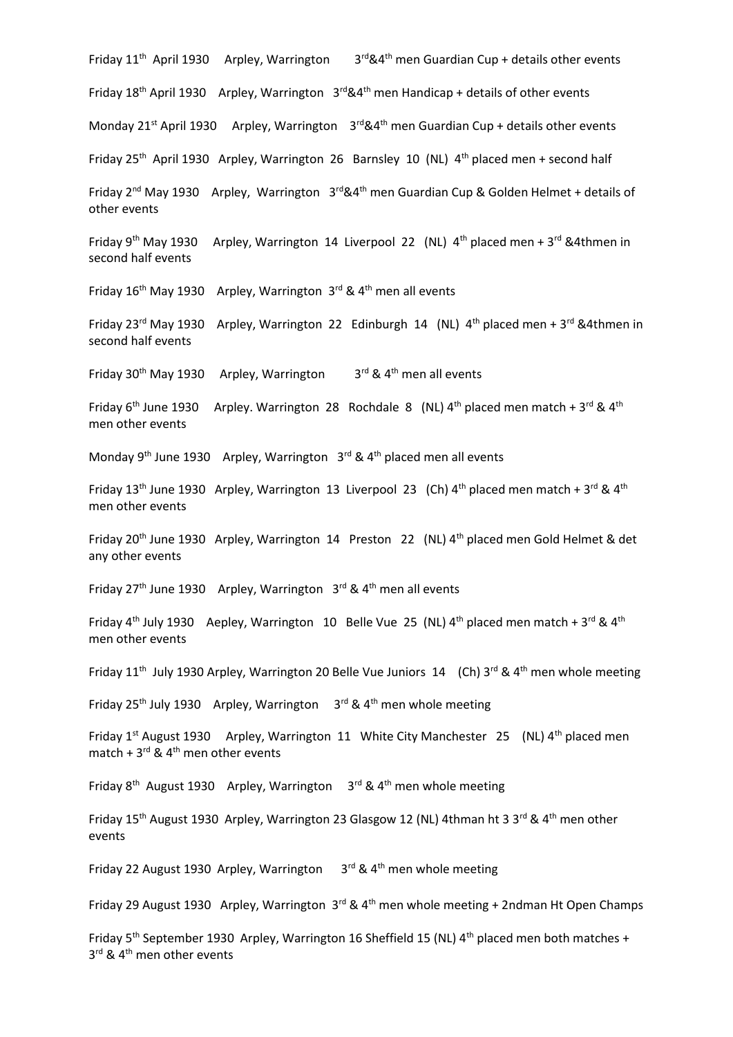Friday 11th April 1930 Arpley, Warrington 3rd&4th men Guardian Cup + details other events

Friday 18th April 1930 Arpley, Warrington 3rd&4th men Handicap + details of other events

Monday 21st April 1930 Arpley, Warrington 3rd&4th men Guardian Cup + details other events

Friday 25th April 1930 Arpley, Warrington 26 Barnsley 10 (NL) 4th placed men + second half

Friday 2nd May 1930 Arpley, Warrington 3rd&4th men Guardian Cup & Golden Helmet + details of other events

Friday 9th May 1930 Arpley, Warrington 14 Liverpool 22 (NL) 4th placed men + 3rd &4thmen in second half events

Friday 16th May 1930 Arpley, Warrington 3rd & 4th men all events

Friday 23rd May 1930 Arpley, Warrington 22 Edinburgh 14 (NL) 4th placed men + 3rd &4thmen in second half events

Friday 30th May 1930 Arpley, Warrington 3rd & 4th men all events

Friday 6th June 1930 Arpley. Warrington 28 Rochdale 8 (NL) 4th placed men match + 3rd & 4th men other events

Monday 9th June 1930 Arpley, Warrington 3rd & 4th placed men all events

Friday 13th June 1930 Arpley, Warrington 13 Liverpool 23 (Ch) 4th placed men match + 3rd & 4th men other events

Friday 20th June 1930 Arpley, Warrington 14 Preston 22 (NL) 4th placed men Gold Helmet & det any other events

Friday 27th June 1930 Arpley, Warrington 3rd & 4th men all events

Friday 4th July 1930 Aepley, Warrington 10 Belle Vue 25 (NL) 4th placed men match + 3rd & 4th men other events

Friday 11th July 1930 Arpley, Warrington 20 Belle Vue Juniors 14 (Ch) 3rd & 4th men whole meeting

Friday 25th July 1930 Arpley, Warrington 3rd & 4th men whole meeting

Friday 1st August 1930 Arpley, Warrington 11 White City Manchester 25 (NL) 4th placed men match + 3rd & 4th men other events

Friday 8th August 1930 Arpley, Warrington 3rd & 4th men whole meeting

Friday 15th August 1930 Arpley, Warrington 23 Glasgow 12 (NL) 4thman ht 3 3rd & 4th men other events

Friday 22 August 1930 Arpley, Warrington 3rd & 4th men whole meeting

Friday 29 August 1930 Arpley, Warrington 3rd & 4th men whole meeting + 2ndman Ht Open Champs

Friday 5th September 1930 Arpley, Warrington 16 Sheffield 15 (NL) 4th placed men both matches + 3rd & 4th men other events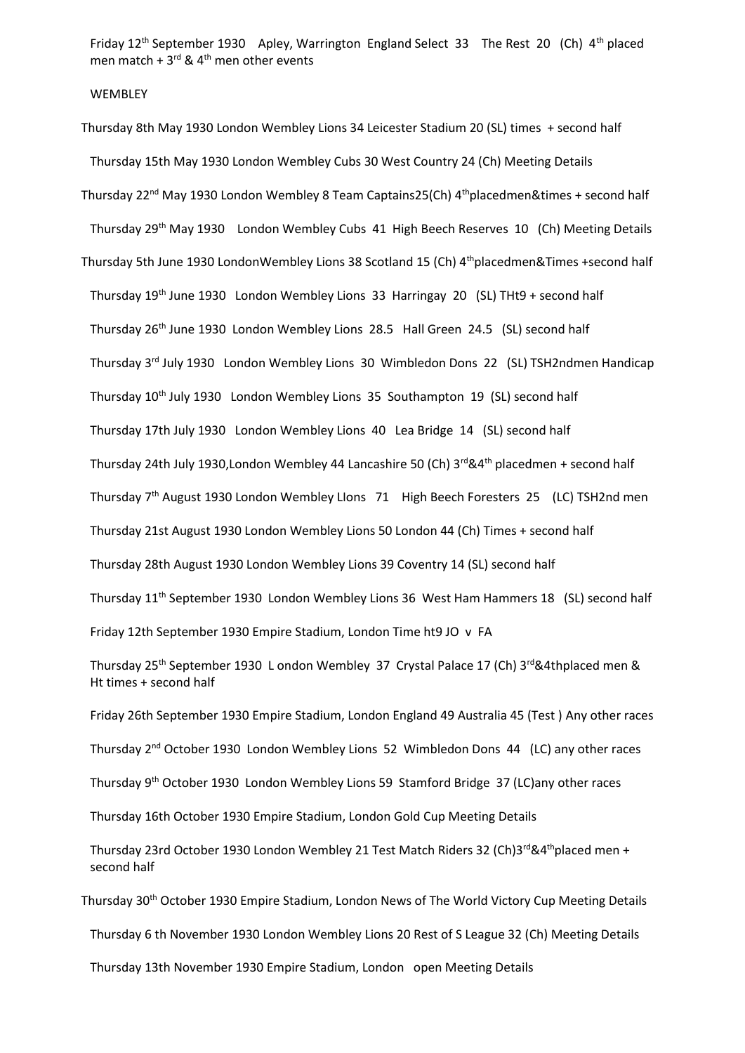Friday 12th September 1930 Apley, Warrington England Select 33 The Rest 20 (Ch) 4th placed men match + 3rd & 4th men other events

WEMBLEY

Thursday 8th May 1930 London Wembley Lions 34 Leicester Stadium 20 (SL) times + second half

Thursday 15th May 1930 London Wembley Cubs 30 West Country 24 (Ch) Meeting Details

Thursday 22nd May 1930 London Wembley 8 Team Captains25(Ch) 4thplacedmen&times + second half

Thursday 29th May 1930 London Wembley Cubs 41 High Beech Reserves 10 (Ch) Meeting Details

Thursday 5th June 1930 LondonWembley Lions 38 Scotland 15 (Ch) 4thplacedmen&Times +second half

Thursday 19th June 1930 London Wembley Lions 33 Harringay 20 (SL) THt9 + second half

Thursday 26th June 1930 London Wembley Lions 28.5 Hall Green 24.5 (SL) second half

Thursday 3rd July 1930 London Wembley Lions 30 Wimbledon Dons 22 (SL) TSH2ndmen Handicap

Thursday 10th July 1930 London Wembley Lions 35 Southampton 19 (SL) second half

Thursday 17th July 1930 London Wembley Lions 40 Lea Bridge 14 (SL) second half

Thursday 24th July 1930,London Wembley 44 Lancashire 50 (Ch) 3rd&4th placedmen + second half

Thursday 7th August 1930 London Wembley LIons 71 High Beech Foresters 25 (LC) TSH2nd men

Thursday 21st August 1930 London Wembley Lions 50 London 44 (Ch) Times + second half

Thursday 28th August 1930 London Wembley Lions 39 Coventry 14 (SL) second half

Thursday 11th September 1930 London Wembley Lions 36 West Ham Hammers 18 (SL) second half

Friday 12th September 1930 Empire Stadium, London Time ht9 JO v FA

Thursday 25th September 1930 L ondon Wembley 37 Crystal Palace 17 (Ch) 3rd&4thplaced men & Ht times + second half

Friday 26th September 1930 Empire Stadium, London England 49 Australia 45 (Test ) Any other races

Thursday 2nd October 1930 London Wembley Lions 52 Wimbledon Dons 44 (LC) any other races

Thursday 9th October 1930 London Wembley Lions 59 Stamford Bridge 37 (LC)any other races

Thursday 16th October 1930 Empire Stadium, London Gold Cup Meeting Details

Thursday 23rd October 1930 London Wembley 21 Test Match Riders 32 (Ch)3rd&4thplaced men + second half

Thursday 30th October 1930 Empire Stadium, London News of The World Victory Cup Meeting Details

Thursday 6 th November 1930 London Wembley Lions 20 Rest of S League 32 (Ch) Meeting Details

Thursday 13th November 1930 Empire Stadium, London open Meeting Details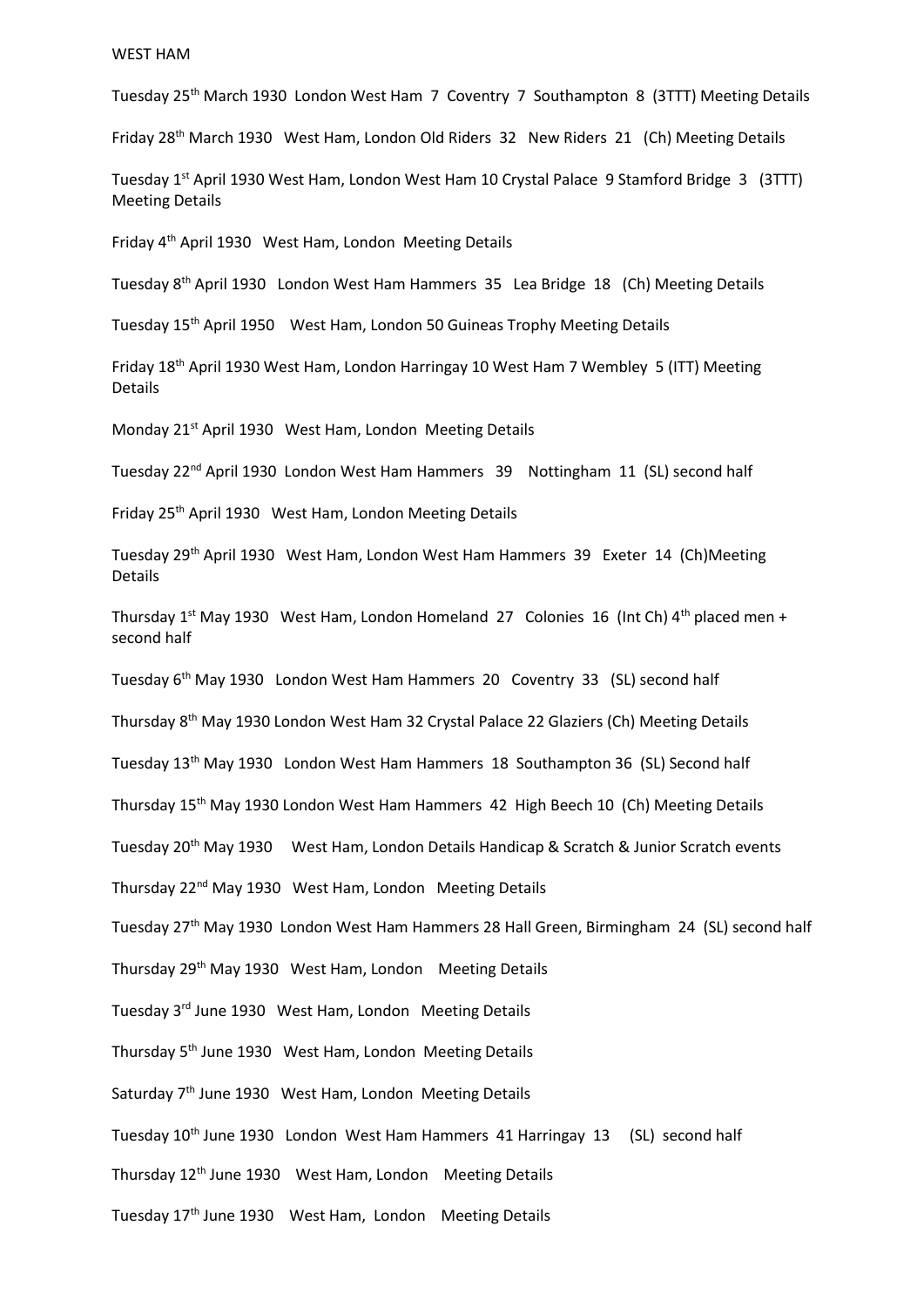WEST HAM

Tuesday 25th March 1930 London West Ham 7 Coventry 7 Southampton 8 (3TTT) Meeting Details

Friday 28th March 1930 West Ham, London Old Riders 32 New Riders 21 (Ch) Meeting Details

Tuesday 1st April 1930 West Ham, London West Ham 10 Crystal Palace 9 Stamford Bridge 3 (3TTT) Meeting Details

Friday 4th April 1930 West Ham, London Meeting Details

Tuesday 8th April 1930 London West Ham Hammers 35 Lea Bridge 18 (Ch) Meeting Details

Tuesday 15th April 1950 West Ham, London 50 Guineas Trophy Meeting Details

Friday 18th April 1930 West Ham, London Harringay 10 West Ham 7 Wembley 5 (ITT) Meeting Details

Monday 21st April 1930 West Ham, London Meeting Details

Tuesday 22nd April 1930 London West Ham Hammers 39 Nottingham 11 (SL) second half

Friday 25th April 1930 West Ham, London Meeting Details

Tuesday 29th April 1930 West Ham, London West Ham Hammers 39 Exeter 14 (Ch)Meeting Details

Thursday 1st May 1930 West Ham, London Homeland 27 Colonies 16 (Int Ch) 4th placed men + second half

Tuesday 6th May 1930 London West Ham Hammers 20 Coventry 33 (SL) second half

Thursday 8th May 1930 London West Ham 32 Crystal Palace 22 Glaziers (Ch) Meeting Details

Tuesday 13th May 1930 London West Ham Hammers 18 Southampton 36 (SL) Second half

Thursday 15th May 1930 London West Ham Hammers 42 High Beech 10 (Ch) Meeting Details

Tuesday 20th May 1930 West Ham, London Details Handicap & Scratch & Junior Scratch events

Thursday 22nd May 1930 West Ham, London Meeting Details

Tuesday 27th May 1930 London West Ham Hammers 28 Hall Green, Birmingham 24 (SL) second half

Thursday 29th May 1930 West Ham, London Meeting Details

Tuesday 3rd June 1930 West Ham, London Meeting Details

Thursday 5th June 1930 West Ham, London Meeting Details

Saturday 7th June 1930 West Ham, London Meeting Details

Tuesday 10th June 1930 London West Ham Hammers 41 Harringay 13 (SL) second half

Thursday 12th June 1930 West Ham, London Meeting Details

Tuesday 17th June 1930 West Ham, London Meeting Details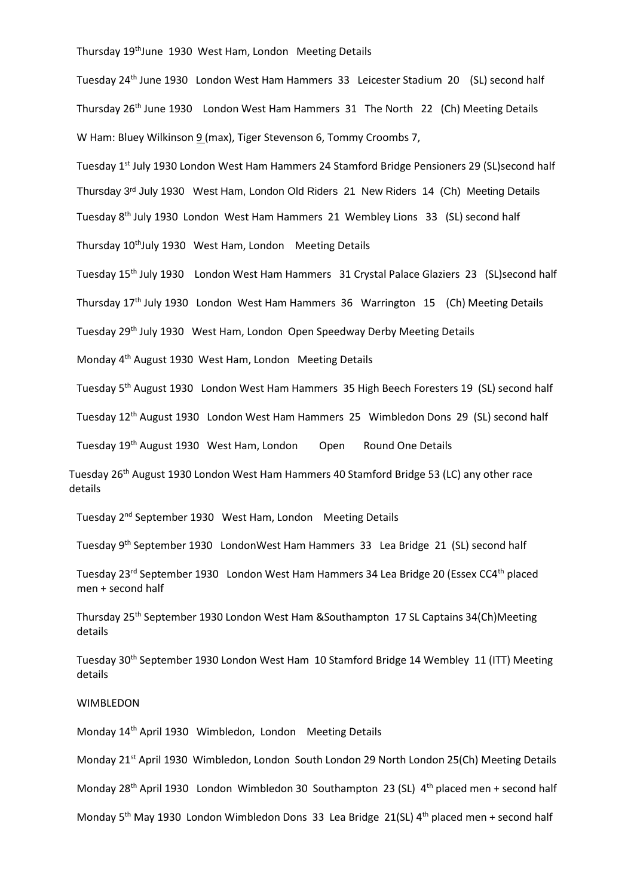Thursday 19th June 1930 West Ham, London Meeting Details

Tuesday 24th June 1930 London West Ham Hammers 33 Leicester Stadium 20 (SL) second half

Thursday 26th June 1930 London West Ham Hammers 31 The North 22 (Ch) Meeting Details

W Ham: Bluey Wilkinson 9 (max), Tiger Stevenson 6, Tommy Croombs 7,

Tuesday 1st July 1930 London West Ham Hammers 24 Stamford Bridge Pensioners 29 (SL)second half

Thursday 3rd July 1930 West Ham, London Old Riders 21 New Riders 14 (Ch) Meeting Details

Tuesday 8th July 1930 London West Ham Hammers 21 Wembley Lions 33 (SL) second half

Thursday 10th July 1930 West Ham, London Meeting Details

Tuesday 15th July 1930 London West Ham Hammers 31 Crystal Palace Glaziers 23 (SL)second half

Thursday 17th July 1930 London West Ham Hammers 36 Warrington 15 (Ch) Meeting Details

Tuesday 29th July 1930 West Ham, London Open Speedway Derby Meeting Details

Monday 4th August 1930 West Ham, London Meeting Details

Tuesday 5th August 1930 London West Ham Hammers 35 High Beech Foresters 19 (SL) second half

Tuesday 12th August 1930 London West Ham Hammers 25 Wimbledon Dons 29 (SL) second half

Tuesday 19th August 1930 West Ham, London Open Round One Details

Tuesday 26th August 1930 London West Ham Hammers 40 Stamford Bridge 53 (LC) any other race details

Tuesday 2nd September 1930 West Ham, London Meeting Details

Tuesday 9th September 1930 LondonWest Ham Hammers 33 Lea Bridge 21 (SL) second half

Tuesday 23rd September 1930 London West Ham Hammers 34 Lea Bridge 20 (Essex CC4th placed men + second half

Thursday 25th September 1930 London West Ham &Southampton 17 SL Captains 34(Ch)Meeting details

Tuesday 30th September 1930 London West Ham 10 Stamford Bridge 14 Wembley 11 (ITT) Meeting details

WIMBLEDON

Monday 14th April 1930 Wimbledon, London Meeting Details

Monday 21st April 1930 Wimbledon, London South London 29 North London 25(Ch) Meeting Details

Monday 28th April 1930 London Wimbledon 30 Southampton 23 (SL) 4th placed men + second half

Monday 5th May 1930 London Wimbledon Dons 33 Lea Bridge 21(SL) 4th placed men + second half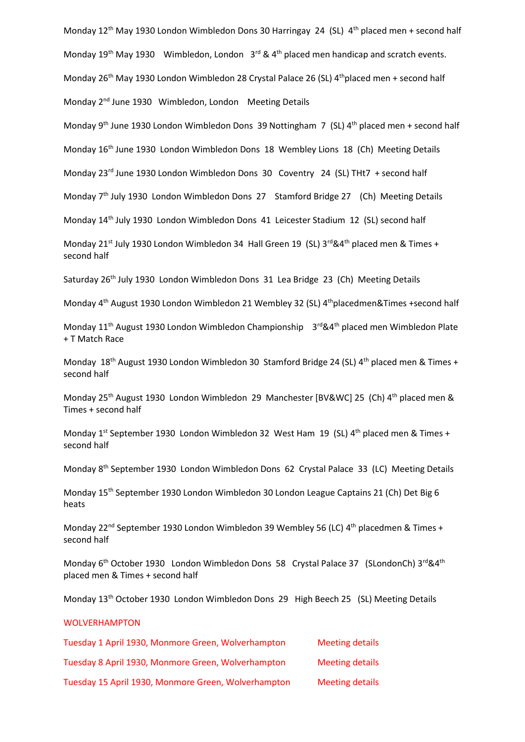Monday 12th May 1930 London Wimbledon Dons 30 Harringay 24 (SL) 4th placed men + second half

Monday 19th May 1930 Wimbledon, London 3rd & 4th placed men handicap and scratch events.

Monday 26th May 1930 London Wimbledon 28 Crystal Palace 26 (SL) 4th placed men + second half

Monday 2nd June 1930 Wimbledon, London Meeting Details

Monday 9th June 1930 London Wimbledon Dons 39 Nottingham 7 (SL) 4th placed men + second half

Monday 16th June 1930 London Wimbledon Dons 18 Wembley Lions 18 (Ch) Meeting Details

Monday 23rd June 1930 London Wimbledon Dons 30 Coventry 24 (SL) THt7 + second half

Monday 7th July 1930 London Wimbledon Dons 27 Stamford Bridge 27 (Ch) Meeting Details

Monday 14th July 1930 London Wimbledon Dons 41 Leicester Stadium 12 (SL) second half

Monday 21st July 1930 London Wimbledon 34 Hall Green 19 (SL) 3rd&4th placed men & Times + second half

Saturday 26th July 1930 London Wimbledon Dons 31 Lea Bridge 23 (Ch) Meeting Details

Monday 4th August 1930 London Wimbledon 21 Wembley 32 (SL) 4thplacedmen&Times +second half

Monday 11th August 1930 London Wimbledon Championship 3rd&4th placed men Wimbledon Plate + T Match Race

Monday 18th August 1930 London Wimbledon 30 Stamford Bridge 24 (SL) 4th placed men & Times + second half

Monday 25th August 1930 London Wimbledon 29 Manchester [BV&WC] 25 (Ch) 4th placed men & Times + second half

Monday 1st September 1930 London Wimbledon 32 West Ham 19 (SL) 4th placed men & Times + second half

Monday 8th September 1930 London Wimbledon Dons 62 Crystal Palace 33 (LC) Meeting Details

Monday 15th September 1930 London Wimbledon 30 London League Captains 21 (Ch) Det Big 6 heats

Monday 22nd September 1930 London Wimbledon 39 Wembley 56 (LC) 4th placedmen & Times + second half

Monday 6th October 1930 London Wimbledon Dons 58 Crystal Palace 37 (SLondonCh) 3rd&4th placed men & Times + second half

Monday 13th October 1930 London Wimbledon Dons 29 High Beech 25 (SL) Meeting Details

WOLVERHAMPTON

Tuesday 1 April 1930, Monmore Green, Wolverhampton Meeting details

Tuesday 8 April 1930, Monmore Green, Wolverhampton Meeting details

Tuesday 15 April 1930, Monmore Green, Wolverhampton Meeting details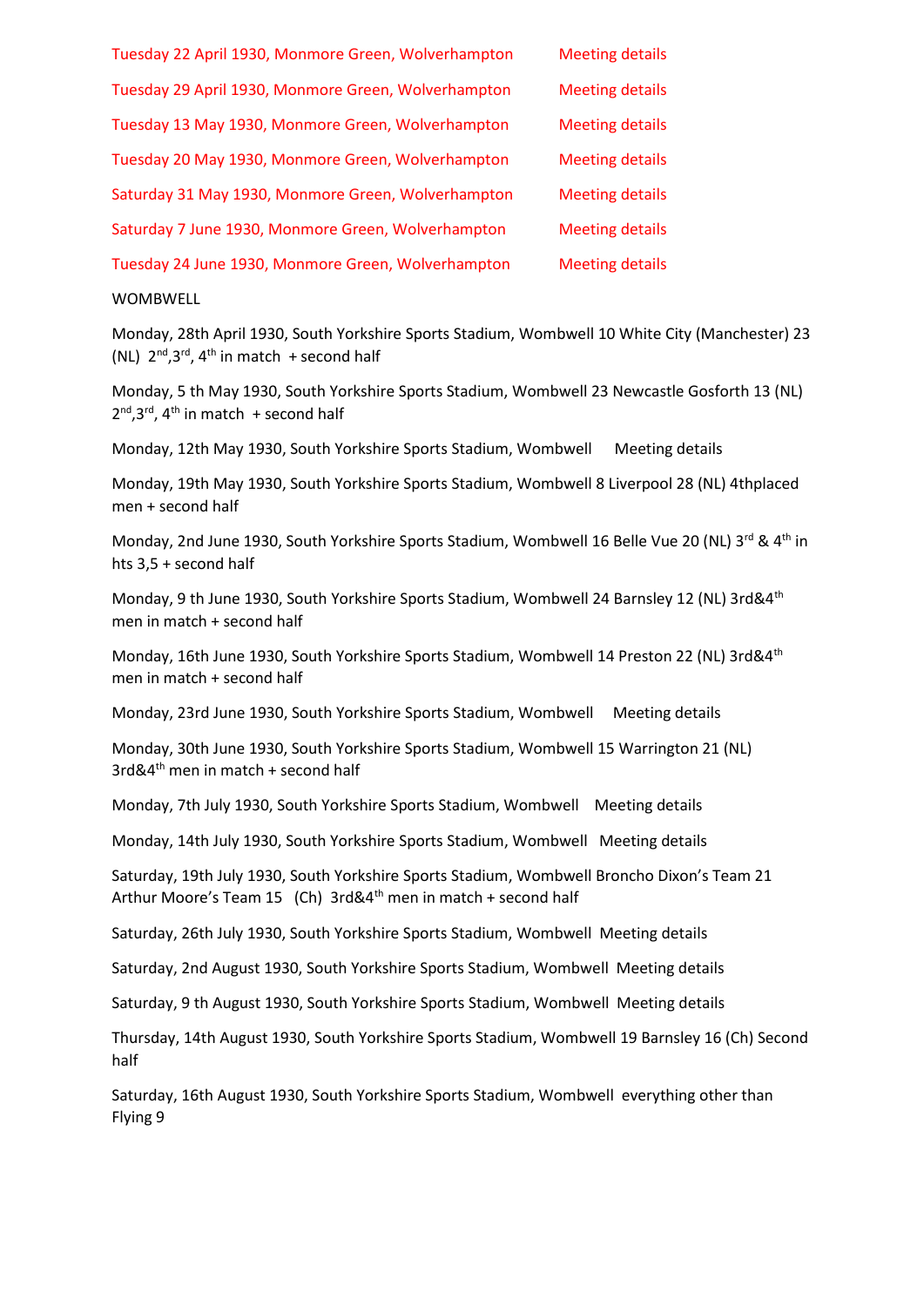Tuesday 22 April 1930, Monmore Green, Wolverhampton Meeting details

Tuesday 29 April 1930, Monmore Green, Wolverhampton Meeting details

Tuesday 13 May 1930, Monmore Green, Wolverhampton Meeting details

Tuesday 20 May 1930, Monmore Green, Wolverhampton Meeting details

Saturday 31 May 1930, Monmore Green, Wolverhampton Meeting details

Saturday 7 June 1930, Monmore Green, Wolverhampton Meeting details

Tuesday 24 June 1930, Monmore Green, Wolverhampton Meeting details

WOMBWELL

Monday, 28th April 1930, South Yorkshire Sports Stadium, Wombwell 10 White City (Manchester) 23 (NL) 2nd,3rd, 4th in match + second half

Monday, 5 th May 1930, South Yorkshire Sports Stadium, Wombwell 23 Newcastle Gosforth 13 (NL) 2nd,3rd, 4th in match + second half

Monday, 12th May 1930, South Yorkshire Sports Stadium, Wombwell Meeting details

Monday, 19th May 1930, South Yorkshire Sports Stadium, Wombwell 8 Liverpool 28 (NL) 4thplaced men + second half

Monday, 2nd June 1930, South Yorkshire Sports Stadium, Wombwell 16 Belle Vue 20 (NL) 3rd & 4th in hts 3,5 + second half

Monday, 9 th June 1930, South Yorkshire Sports Stadium, Wombwell 24 Barnsley 12 (NL) 3rd&4th men in match + second half

Monday, 16th June 1930, South Yorkshire Sports Stadium, Wombwell 14 Preston 22 (NL) 3rd&4th men in match + second half

Monday, 23rd June 1930, South Yorkshire Sports Stadium, Wombwell Meeting details

Monday, 30th June 1930, South Yorkshire Sports Stadium, Wombwell 15 Warrington 21 (NL) 3rd&4th men in match + second half

Monday, 7th July 1930, South Yorkshire Sports Stadium, Wombwell Meeting details

Monday, 14th July 1930, South Yorkshire Sports Stadium, Wombwell Meeting details

Saturday, 19th July 1930, South Yorkshire Sports Stadium, Wombwell Broncho Dixon's Team 21 Arthur Moore's Team 15 (Ch) 3rd&4th men in match + second half

Saturday, 26th July 1930, South Yorkshire Sports Stadium, Wombwell Meeting details

Saturday, 2nd August 1930, South Yorkshire Sports Stadium, Wombwell Meeting details

Saturday, 9 th August 1930, South Yorkshire Sports Stadium, Wombwell Meeting details

Thursday, 14th August 1930, South Yorkshire Sports Stadium, Wombwell 19 Barnsley 16 (Ch) Second half

Saturday, 16th August 1930, South Yorkshire Sports Stadium, Wombwell everything other than Flying 9